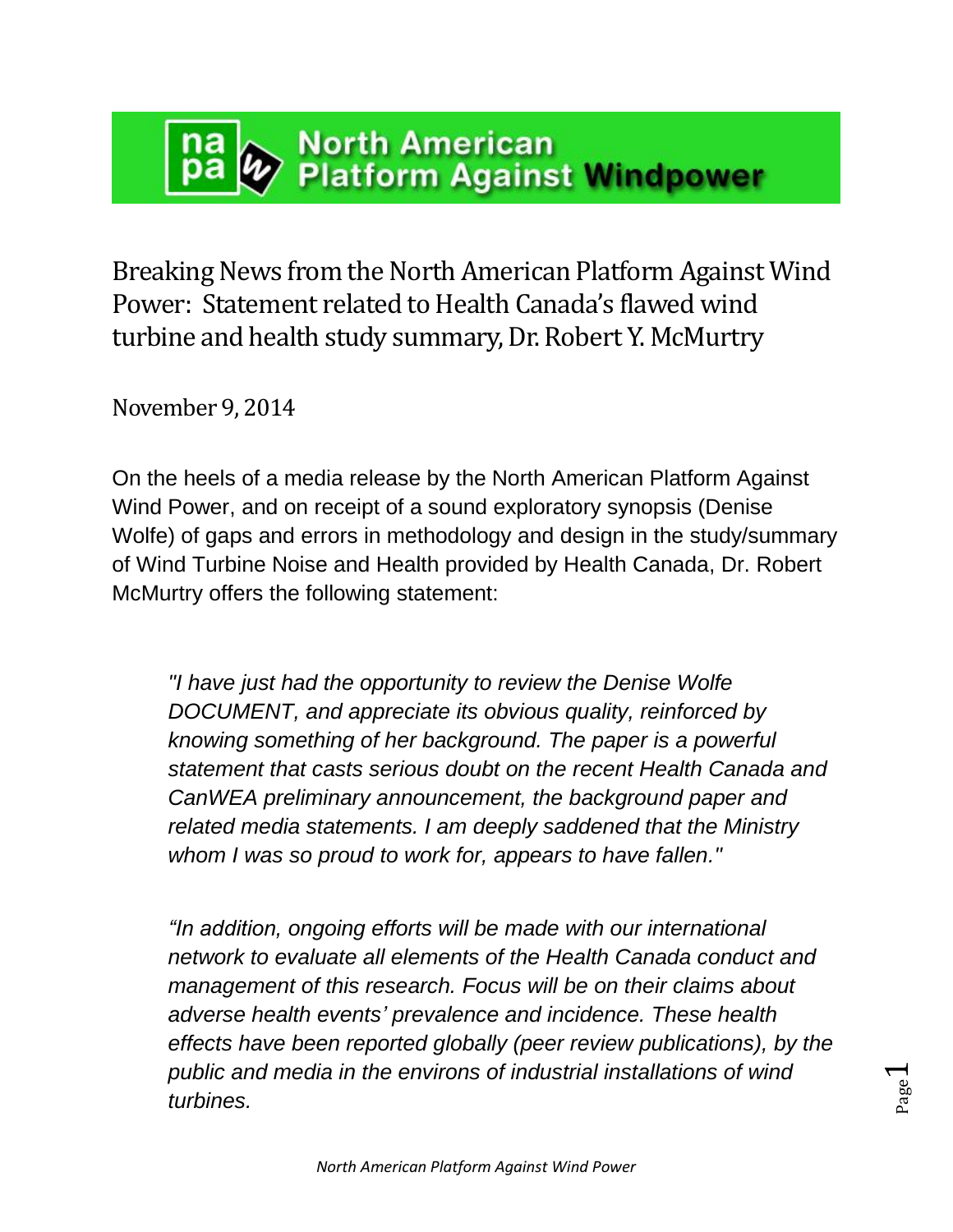# North American Platform Against Windpower

## Breaking News from the North American Platform Against Wind Power: Statement related to Health Canada's flawed wind turbine and health study summary, Dr. Robert Y. McMurtry

November 9, 2014

On the heels of a media release by the North American Platform Against Wind Power, and on receipt of a sound exploratory synopsis (Denise Wolfe) of gaps and errors in methodology and design in the study/summary of Wind Turbine Noise and Health provided by Health Canada, Dr. Robert McMurtry offers the following statement:

> *"I have just had the opportunity to review the Denise Wolfe DOCUMENT, and appreciate its obvious quality, reinforced by knowing something of her background. The paper is a powerful statement that casts serious doubt on the recent Health Canada and CanWEA preliminary announcement, the background paper and related media statements. I am deeply saddened that the Ministry whom I was so proud to work for, appears to have fallen."*
>
> *"In addition, ongoing efforts will be made with our international network to evaluate all elements of the Health Canada conduct and management of this research. Focus will be on their claims about adverse health events' prevalence and incidence. These health effects have been reported globally (peer review publications), by the public and media in the environs of industrial installations of wind turbines.*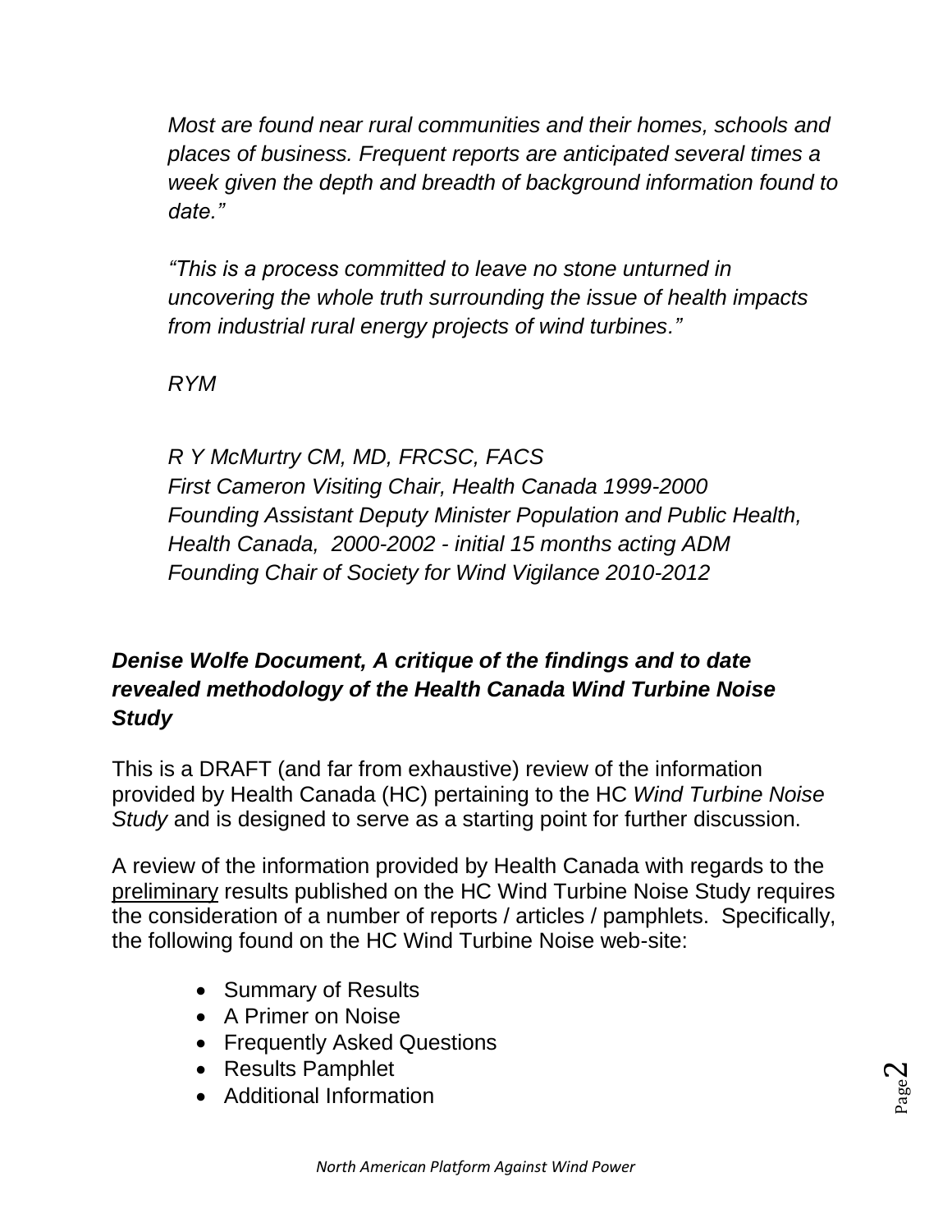*Most are found near rural communities and their homes, schools and places of business. Frequent reports are anticipated several times a week given the depth and breadth of background information found to date."*

*"This is a process committed to leave no stone unturned in uncovering the whole truth surrounding the issue of health impacts from industrial rural energy projects of wind turbines."*

*RYM*

*R Y McMurtry CM, MD, FRCSC, FACS*
*First Cameron Visiting Chair, Health Canada 1999-2000*
*Founding Assistant Deputy Minister Population and Public Health, Health Canada, 2000-2002 - initial 15 months acting ADM*
*Founding Chair of Society for Wind Vigilance 2010-2012*

## *Denise Wolfe Document, A critique of the findings and to date revealed methodology of the Health Canada Wind Turbine Noise Study*

This is a DRAFT (and far from exhaustive) review of the information provided by Health Canada (HC) pertaining to the HC *Wind Turbine Noise Study* and is designed to serve as a starting point for further discussion.

A review of the information provided by Health Canada with regards to the preliminary results published on the HC Wind Turbine Noise Study requires the consideration of a number of reports / articles / pamphlets. Specifically, the following found on the HC Wind Turbine Noise web-site:

- Summary of Results
- A Primer on Noise
- Frequently Asked Questions
- Results Pamphlet
- Additional Information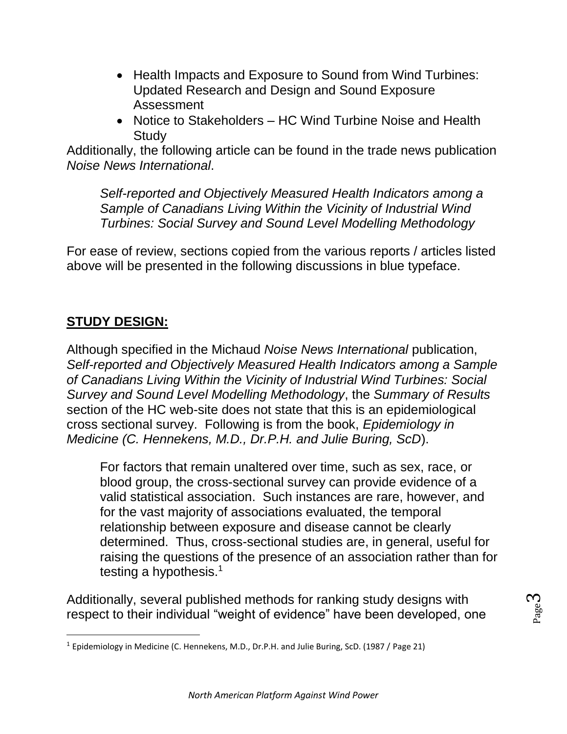- Health Impacts and Exposure to Sound from Wind Turbines: Updated Research and Design and Sound Exposure Assessment
- Notice to Stakeholders – HC Wind Turbine Noise and Health Study

Additionally, the following article can be found in the trade news publication *Noise News International*.

> *Self-reported and Objectively Measured Health Indicators among a Sample of Canadians Living Within the Vicinity of Industrial Wind Turbines: Social Survey and Sound Level Modelling Methodology*

For ease of review, sections copied from the various reports / articles listed above will be presented in the following discussions in blue typeface.

## STUDY DESIGN:

Although specified in the Michaud *Noise News International* publication, *Self-reported and Objectively Measured Health Indicators among a Sample of Canadians Living Within the Vicinity of Industrial Wind Turbines: Social Survey and Sound Level Modelling Methodology*, the *Summary of Results* section of the HC web-site does not state that this is an epidemiological cross sectional survey. Following is from the book, *Epidemiology in Medicine (C. Hennekens, M.D., Dr.P.H. and Julie Buring, ScD*).

> For factors that remain unaltered over time, such as sex, race, or blood group, the cross-sectional survey can provide evidence of a valid statistical association. Such instances are rare, however, and for the vast majority of associations evaluated, the temporal relationship between exposure and disease cannot be clearly determined. Thus, cross-sectional studies are, in general, useful for raising the questions of the presence of an association rather than for testing a hypothesis.[1]

Additionally, several published methods for ranking study designs with respect to their individual "weight of evidence" have been developed, one

[1] Epidemiology in Medicine (C. Hennekens, M.D., Dr.P.H. and Julie Buring, ScD. (1987 / Page 21)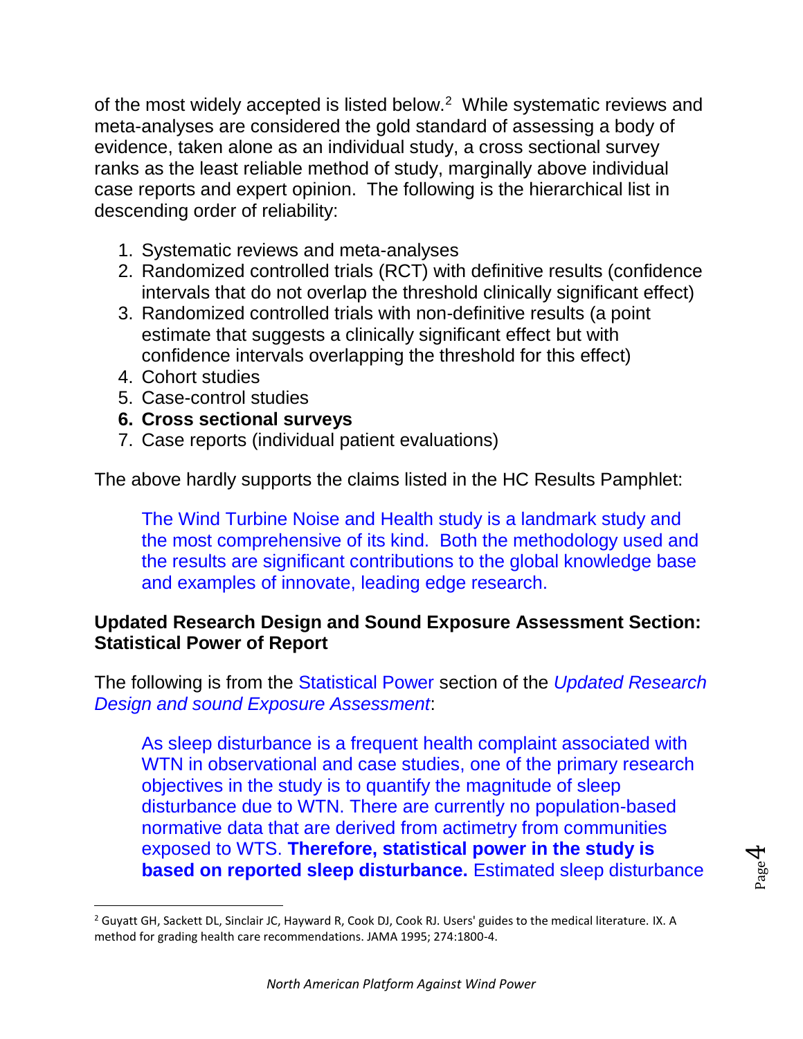of the most widely accepted is listed below.[2] While systematic reviews and meta-analyses are considered the gold standard of assessing a body of evidence, taken alone as an individual study, a cross sectional survey ranks as the least reliable method of study, marginally above individual case reports and expert opinion. The following is the hierarchical list in descending order of reliability:

1. Systematic reviews and meta-analyses
2. Randomized controlled trials (RCT) with definitive results (confidence intervals that do not overlap the threshold clinically significant effect)
3. Randomized controlled trials with non-definitive results (a point estimate that suggests a clinically significant effect but with confidence intervals overlapping the threshold for this effect)
4. Cohort studies
5. Case-control studies
6. **Cross sectional surveys**
7. Case reports (individual patient evaluations)

The above hardly supports the claims listed in the HC Results Pamphlet:

> The Wind Turbine Noise and Health study is a landmark study and the most comprehensive of its kind. Both the methodology used and the results are significant contributions to the global knowledge base and examples of innovate, leading edge research.

**Updated Research Design and Sound Exposure Assessment Section: Statistical Power of Report**

The following is from the Statistical Power section of the *Updated Research Design and sound Exposure Assessment*:

> As sleep disturbance is a frequent health complaint associated with WTN in observational and case studies, one of the primary research objectives in the study is to quantify the magnitude of sleep disturbance due to WTN. There are currently no population-based normative data that are derived from actimetry from communities exposed to WTS. **Therefore, statistical power in the study is based on reported sleep disturbance.** Estimated sleep disturbance

[2] Guyatt GH, Sackett DL, Sinclair JC, Hayward R, Cook DJ, Cook RJ. Users' guides to the medical literature. IX. A method for grading health care recommendations. JAMA 1995; 274:1800-4.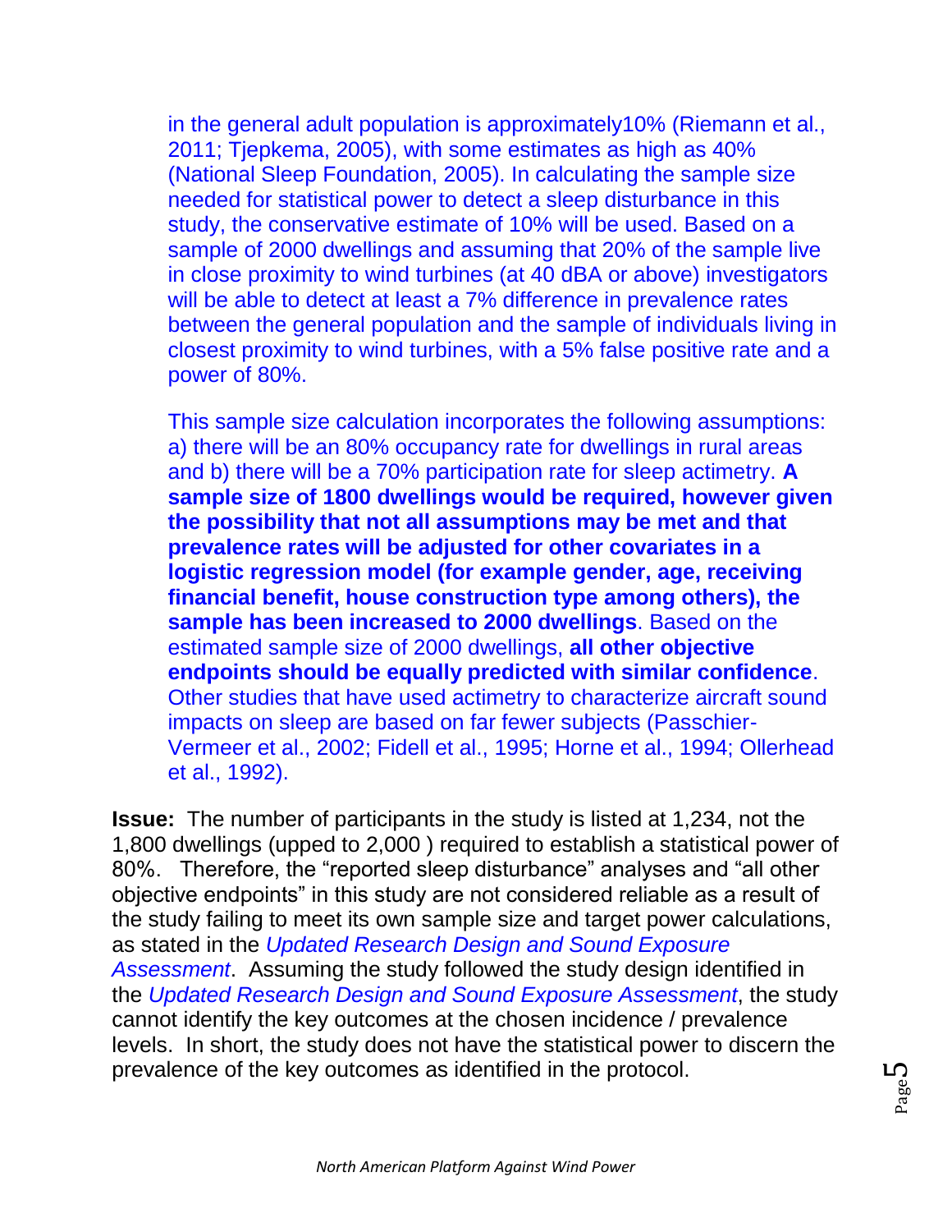in the general adult population is approximately10% (Riemann et al., 2011; Tjepkema, 2005), with some estimates as high as 40% (National Sleep Foundation, 2005). In calculating the sample size needed for statistical power to detect a sleep disturbance in this study, the conservative estimate of 10% will be used. Based on a sample of 2000 dwellings and assuming that 20% of the sample live in close proximity to wind turbines (at 40 dBA or above) investigators will be able to detect at least a 7% difference in prevalence rates between the general population and the sample of individuals living in closest proximity to wind turbines, with a 5% false positive rate and a power of 80%.

This sample size calculation incorporates the following assumptions: a) there will be an 80% occupancy rate for dwellings in rural areas and b) there will be a 70% participation rate for sleep actimetry. **A sample size of 1800 dwellings would be required, however given the possibility that not all assumptions may be met and that prevalence rates will be adjusted for other covariates in a logistic regression model (for example gender, age, receiving financial benefit, house construction type among others), the sample has been increased to 2000 dwellings**. Based on the estimated sample size of 2000 dwellings, **all other objective endpoints should be equally predicted with similar confidence**. Other studies that have used actimetry to characterize aircraft sound impacts on sleep are based on far fewer subjects (Passchier-Vermeer et al., 2002; Fidell et al., 1995; Horne et al., 1994; Ollerhead et al., 1992).

**Issue:** The number of participants in the study is listed at 1,234, not the 1,800 dwellings (upped to 2,000 ) required to establish a statistical power of 80%. Therefore, the "reported sleep disturbance" analyses and "all other objective endpoints" in this study are not considered reliable as a result of the study failing to meet its own sample size and target power calculations, as stated in the *Updated Research Design and Sound Exposure Assessment*. Assuming the study followed the study design identified in the *Updated Research Design and Sound Exposure Assessment*, the study cannot identify the key outcomes at the chosen incidence / prevalence levels. In short, the study does not have the statistical power to discern the prevalence of the key outcomes as identified in the protocol.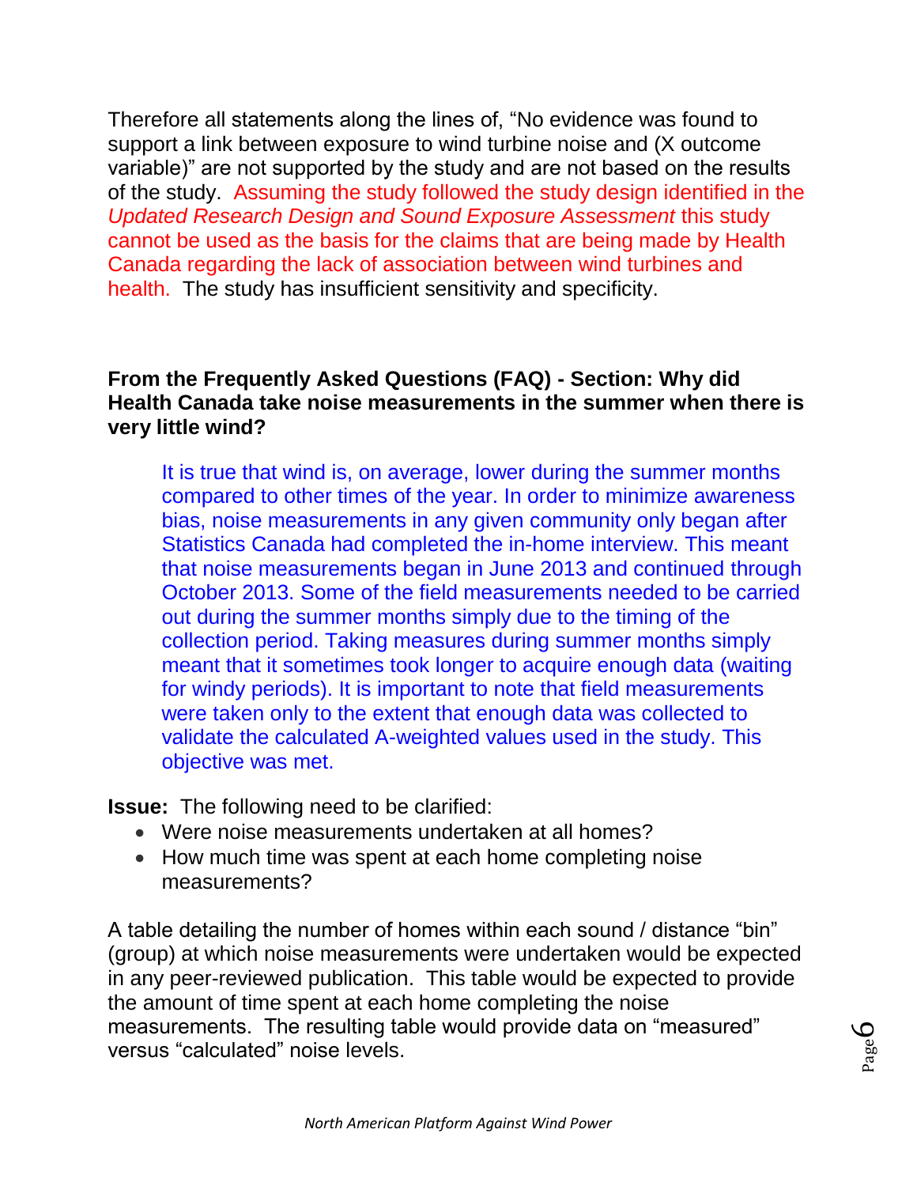Therefore all statements along the lines of, “No evidence was found to support a link between exposure to wind turbine noise and (X outcome variable)” are not supported by the study and are not based on the results of the study. Assuming the study followed the study design identified in the *Updated Research Design and Sound Exposure Assessment* this study cannot be used as the basis for the claims that are being made by Health Canada regarding the lack of association between wind turbines and health. The study has insufficient sensitivity and specificity.

**From the Frequently Asked Questions (FAQ) - Section: Why did Health Canada take noise measurements in the summer when there is very little wind?**

> It is true that wind is, on average, lower during the summer months compared to other times of the year. In order to minimize awareness bias, noise measurements in any given community only began after Statistics Canada had completed the in-home interview. This meant that noise measurements began in June 2013 and continued through October 2013. Some of the field measurements needed to be carried out during the summer months simply due to the timing of the collection period. Taking measures during summer months simply meant that it sometimes took longer to acquire enough data (waiting for windy periods). It is important to note that field measurements were taken only to the extent that enough data was collected to validate the calculated A-weighted values used in the study. This objective was met.

**Issue:** The following need to be clarified:

- Were noise measurements undertaken at all homes?
- How much time was spent at each home completing noise measurements?

A table detailing the number of homes within each sound / distance “bin” (group) at which noise measurements were undertaken would be expected in any peer-reviewed publication. This table would be expected to provide the amount of time spent at each home completing the noise measurements. The resulting table would provide data on “measured” versus “calculated” noise levels.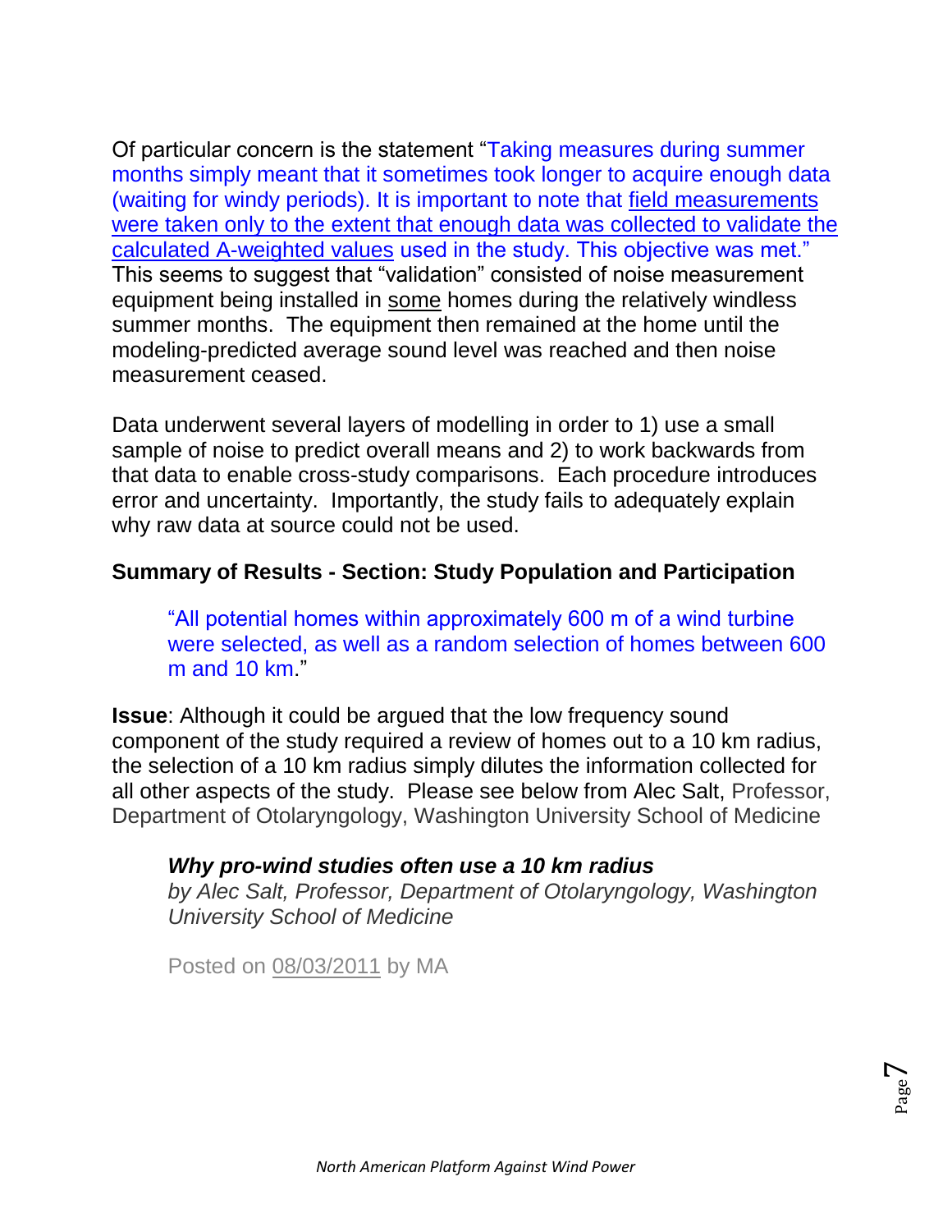Of particular concern is the statement "Taking measures during summer months simply meant that it sometimes took longer to acquire enough data (waiting for windy periods). It is important to note that field measurements were taken only to the extent that enough data was collected to validate the calculated A-weighted values used in the study. This objective was met." This seems to suggest that "validation" consisted of noise measurement equipment being installed in some homes during the relatively windless summer months. The equipment then remained at the home until the modeling-predicted average sound level was reached and then noise measurement ceased.

Data underwent several layers of modelling in order to 1) use a small sample of noise to predict overall means and 2) to work backwards from that data to enable cross-study comparisons. Each procedure introduces error and uncertainty. Importantly, the study fails to adequately explain why raw data at source could not be used.

**Summary of Results - Section: Study Population and Participation**

> "All potential homes within approximately 600 m of a wind turbine were selected, as well as a random selection of homes between 600 m and 10 km."

**Issue**: Although it could be argued that the low frequency sound component of the study required a review of homes out to a 10 km radius, the selection of a 10 km radius simply dilutes the information collected for all other aspects of the study. Please see below from Alec Salt, Professor, Department of Otolaryngology, Washington University School of Medicine

> ***Why pro-wind studies often use a 10 km radius***
> *by Alec Salt, Professor, Department of Otolaryngology, Washington University School of Medicine*
>
> Posted on 08/03/2011 by MA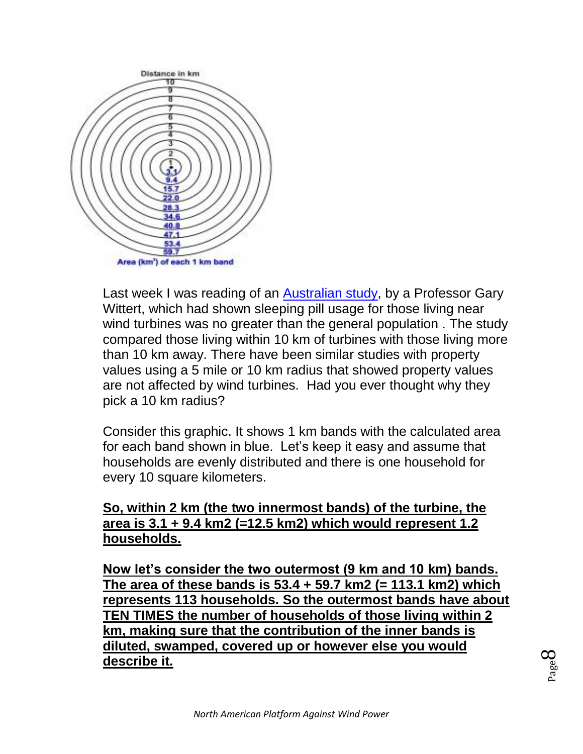Distance in km

10
9
8
7
6
5
4
3
2
1
3.1
9.4
15.7
22.0
28.3
34.6
40.8
47.1
53.4
59.7

Area (km²) of each 1 km band

Last week I was reading of an Australian study, by a Professor Gary Wittert, which had shown sleeping pill usage for those living near wind turbines was no greater than the general population . The study compared those living within 10 km of turbines with those living more than 10 km away. There have been similar studies with property values using a 5 mile or 10 km radius that showed property values are not affected by wind turbines. Had you ever thought why they pick a 10 km radius?

Consider this graphic. It shows 1 km bands with the calculated area for each band shown in blue. Let's keep it easy and assume that households are evenly distributed and there is one household for every 10 square kilometers.

**So, within 2 km (the two innermost bands) of the turbine, the area is 3.1 + 9.4 km2 (=12.5 km2) which would represent 1.2 households.**

**Now let's consider the two outermost (9 km and 10 km) bands. The area of these bands is 53.4 + 59.7 km2 (= 113.1 km2) which represents 113 households. So the outermost bands have about TEN TIMES the number of households of those living within 2 km, making sure that the contribution of the inner bands is diluted, swamped, covered up or however else you would describe it.**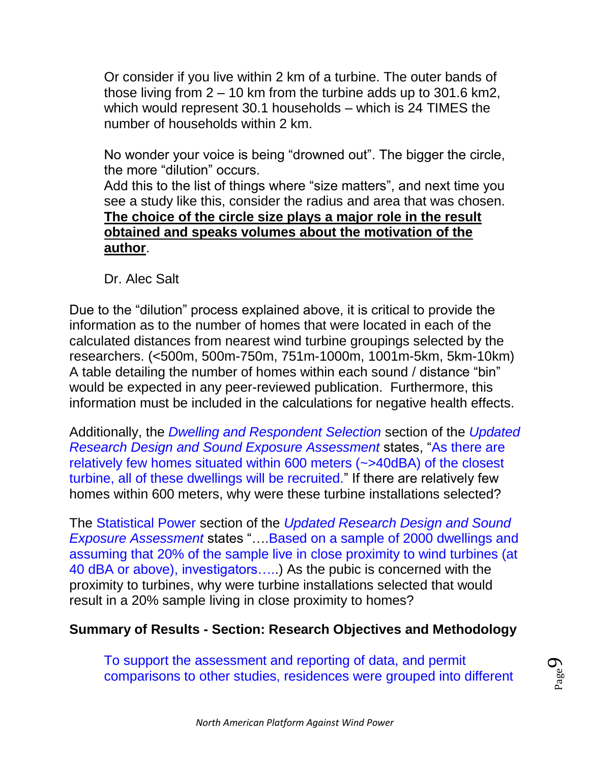Or consider if you live within 2 km of a turbine. The outer bands of those living from 2 – 10 km from the turbine adds up to 301.6 km2, which would represent 30.1 households – which is 24 TIMES the number of households within 2 km.

No wonder your voice is being "drowned out". The bigger the circle, the more "dilution" occurs.
Add this to the list of things where "size matters", and next time you see a study like this, consider the radius and area that was chosen. **<u>The choice of the circle size plays a major role in the result obtained and speaks volumes about the motivation of the author</u>**.

Dr. Alec Salt

Due to the "dilution" process explained above, it is critical to provide the information as to the number of homes that were located in each of the calculated distances from nearest wind turbine groupings selected by the researchers. (<500m, 500m-750m, 751m-1000m, 1001m-5km, 5km-10km) A table detailing the number of homes within each sound / distance "bin" would be expected in any peer-reviewed publication. Furthermore, this information must be included in the calculations for negative health effects.

Additionally, the *Dwelling and Respondent Selection* section of the *Updated Research Design and Sound Exposure Assessment* states, "As there are relatively few homes situated within 600 meters (~>40dBA) of the closest turbine, all of these dwellings will be recruited." If there are relatively few homes within 600 meters, why were these turbine installations selected?

The Statistical Power section of the *Updated Research Design and Sound Exposure Assessment* states "….Based on a sample of 2000 dwellings and assuming that 20% of the sample live in close proximity to wind turbines (at 40 dBA or above), investigators…..) As the pubic is concerned with the proximity to turbines, why were turbine installations selected that would result in a 20% sample living in close proximity to homes?

**Summary of Results - Section: Research Objectives and Methodology**

To support the assessment and reporting of data, and permit comparisons to other studies, residences were grouped into different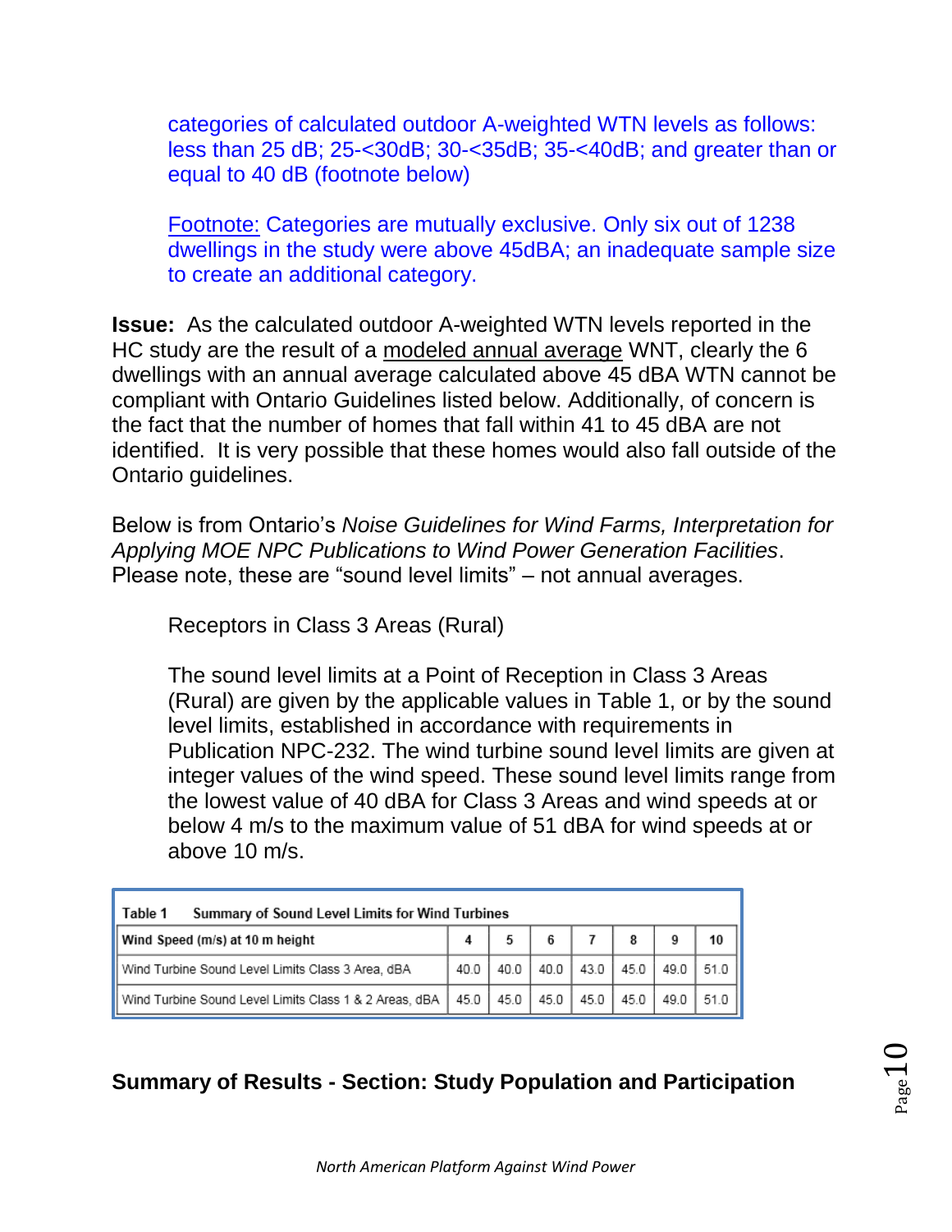categories of calculated outdoor A-weighted WTN levels as follows: less than 25 dB; 25-<30dB; 30-<35dB; 35-<40dB; and greater than or equal to 40 dB (footnote below)

Footnote: Categories are mutually exclusive. Only six out of 1238 dwellings in the study were above 45dBA; an inadequate sample size to create an additional category.

**Issue:** As the calculated outdoor A-weighted WTN levels reported in the HC study are the result of a modeled annual average WNT, clearly the 6 dwellings with an annual average calculated above 45 dBA WTN cannot be compliant with Ontario Guidelines listed below. Additionally, of concern is the fact that the number of homes that fall within 41 to 45 dBA are not identified. It is very possible that these homes would also fall outside of the Ontario guidelines.

Below is from Ontario's *Noise Guidelines for Wind Farms, Interpretation for Applying MOE NPC Publications to Wind Power Generation Facilities*. Please note, these are "sound level limits" – not annual averages.

Receptors in Class 3 Areas (Rural)

The sound level limits at a Point of Reception in Class 3 Areas (Rural) are given by the applicable values in Table 1, or by the sound level limits, established in accordance with requirements in Publication NPC-232. The wind turbine sound level limits are given at integer values of the wind speed. These sound level limits range from the lowest value of 40 dBA for Class 3 Areas and wind speeds at or below 4 m/s to the maximum value of 51 dBA for wind speeds at or above 10 m/s.

Table 1 Summary of Sound Level Limits for Wind Turbines

| Wind Speed (m/s) at 10 m height | 4 | 5 | 6 | 7 | 8 | 9 | 10 |
|---|---|---|---|---|---|---|---|
| Wind Turbine Sound Level Limits Class 3 Area, dBA | 40.0 | 40.0 | 40.0 | 43.0 | 45.0 | 49.0 | 51.0 |
| Wind Turbine Sound Level Limits Class 1 & 2 Areas, dBA | 45.0 | 45.0 | 45.0 | 45.0 | 45.0 | 49.0 | 51.0 |

**Summary of Results - Section: Study Population and Participation**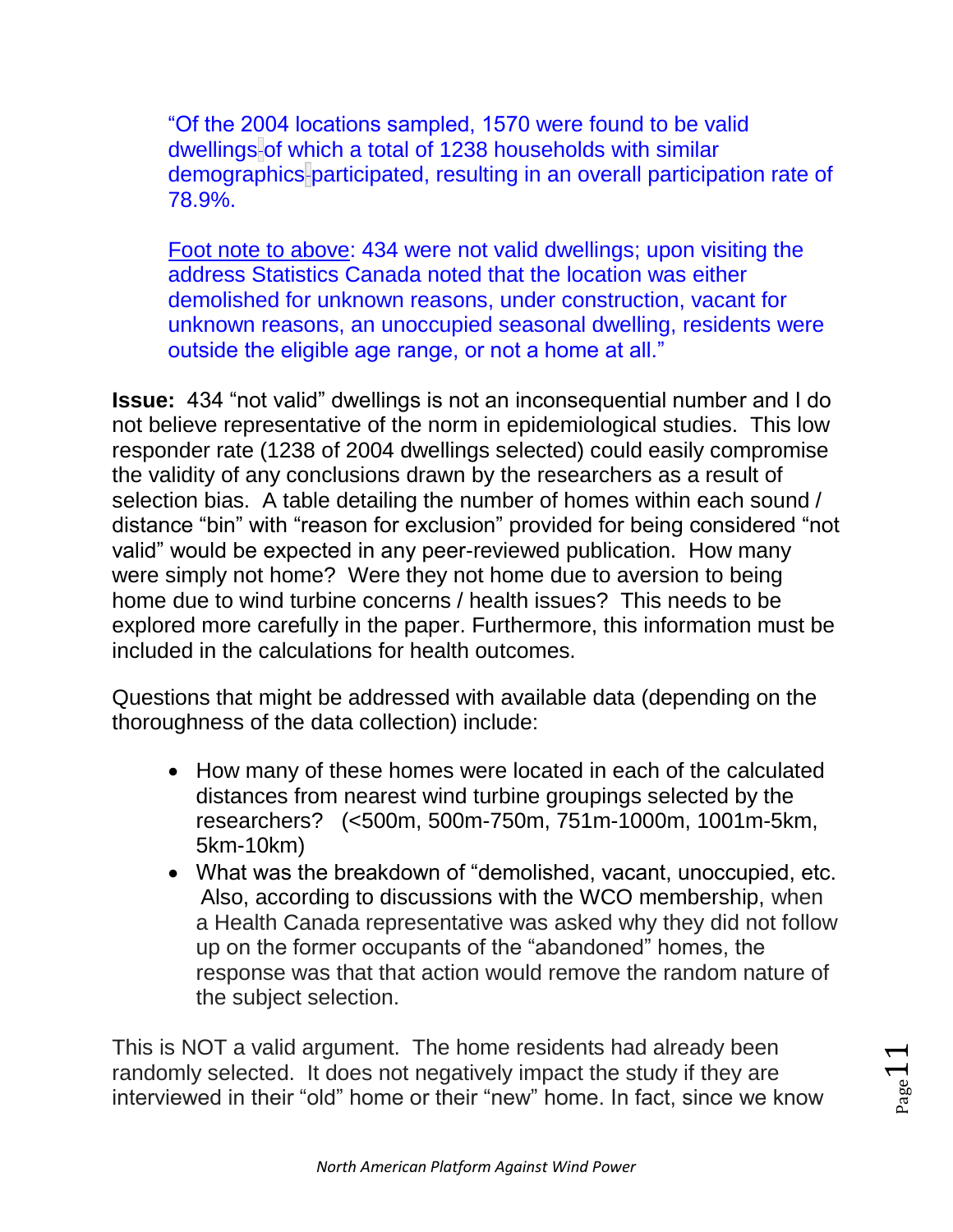"Of the 2004 locations sampled, 1570 were found to be valid dwellings of which a total of 1238 households with similar demographics participated, resulting in an overall participation rate of 78.9%.

Foot note to above: 434 were not valid dwellings; upon visiting the address Statistics Canada noted that the location was either demolished for unknown reasons, under construction, vacant for unknown reasons, an unoccupied seasonal dwelling, residents were outside the eligible age range, or not a home at all."

**Issue:** 434 "not valid" dwellings is not an inconsequential number and I do not believe representative of the norm in epidemiological studies. This low responder rate (1238 of 2004 dwellings selected) could easily compromise the validity of any conclusions drawn by the researchers as a result of selection bias. A table detailing the number of homes within each sound / distance "bin" with "reason for exclusion" provided for being considered "not valid" would be expected in any peer-reviewed publication. How many were simply not home? Were they not home due to aversion to being home due to wind turbine concerns / health issues? This needs to be explored more carefully in the paper. Furthermore, this information must be included in the calculations for health outcomes.

Questions that might be addressed with available data (depending on the thoroughness of the data collection) include:

- How many of these homes were located in each of the calculated distances from nearest wind turbine groupings selected by the researchers? (<500m, 500m-750m, 751m-1000m, 1001m-5km, 5km-10km)
- What was the breakdown of "demolished, vacant, unoccupied, etc. Also, according to discussions with the WCO membership, when a Health Canada representative was asked why they did not follow up on the former occupants of the "abandoned" homes, the response was that that action would remove the random nature of the subject selection.

This is NOT a valid argument. The home residents had already been randomly selected. It does not negatively impact the study if they are interviewed in their "old" home or their "new" home. In fact, since we know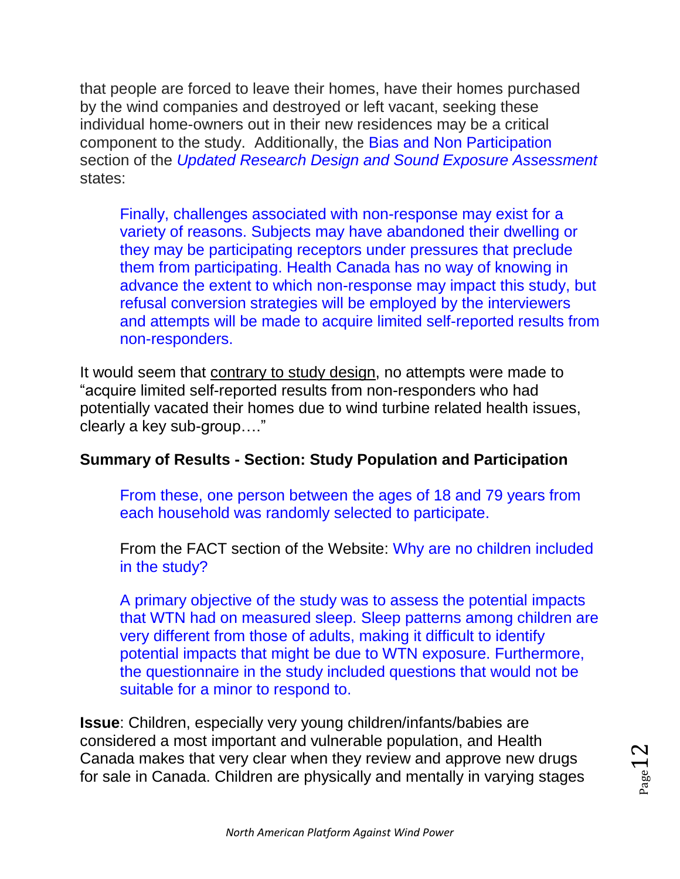that people are forced to leave their homes, have their homes purchased by the wind companies and destroyed or left vacant, seeking these individual home-owners out in their new residences may be a critical component to the study. Additionally, the Bias and Non Participation section of the *Updated Research Design and Sound Exposure Assessment* states:

> Finally, challenges associated with non-response may exist for a variety of reasons. Subjects may have abandoned their dwelling or they may be participating receptors under pressures that preclude them from participating. Health Canada has no way of knowing in advance the extent to which non-response may impact this study, but refusal conversion strategies will be employed by the interviewers and attempts will be made to acquire limited self-reported results from non-responders.

It would seem that <u>contrary to study design</u>, no attempts were made to "acquire limited self-reported results from non-responders who had potentially vacated their homes due to wind turbine related health issues, clearly a key sub-group…."

**Summary of Results - Section: Study Population and Participation**

> From these, one person between the ages of 18 and 79 years from each household was randomly selected to participate.
>
> From the FACT section of the Website: Why are no children included in the study?
>
> A primary objective of the study was to assess the potential impacts that WTN had on measured sleep. Sleep patterns among children are very different from those of adults, making it difficult to identify potential impacts that might be due to WTN exposure. Furthermore, the questionnaire in the study included questions that would not be suitable for a minor to respond to.

**Issue**: Children, especially very young children/infants/babies are considered a most important and vulnerable population, and Health Canada makes that very clear when they review and approve new drugs for sale in Canada. Children are physically and mentally in varying stages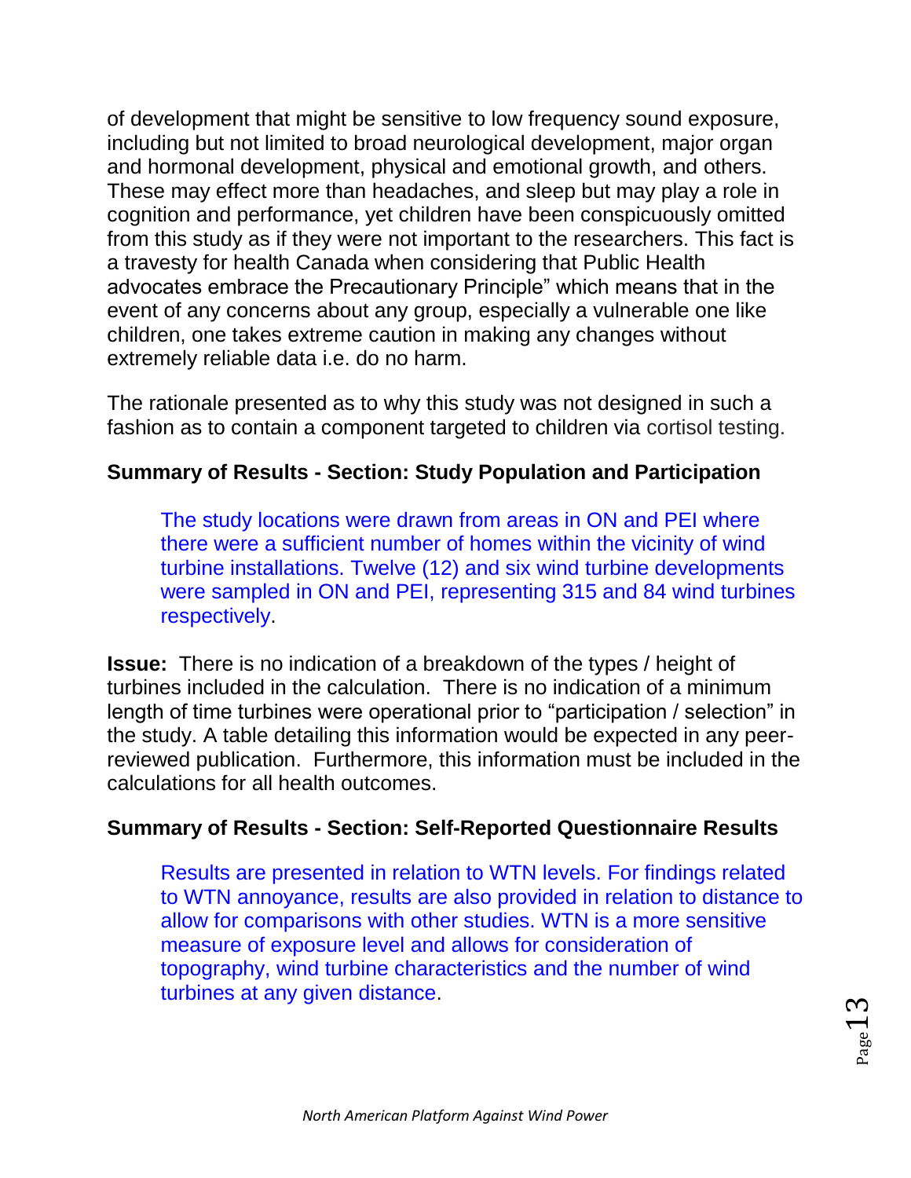of development that might be sensitive to low frequency sound exposure, including but not limited to broad neurological development, major organ and hormonal development, physical and emotional growth, and others. These may effect more than headaches, and sleep but may play a role in cognition and performance, yet children have been conspicuously omitted from this study as if they were not important to the researchers. This fact is a travesty for health Canada when considering that Public Health advocates embrace the Precautionary Principle" which means that in the event of any concerns about any group, especially a vulnerable one like children, one takes extreme caution in making any changes without extremely reliable data i.e. do no harm.

The rationale presented as to why this study was not designed in such a fashion as to contain a component targeted to children via cortisol testing.

**Summary of Results - Section: Study Population and Participation**

> The study locations were drawn from areas in ON and PEI where there were a sufficient number of homes within the vicinity of wind turbine installations. Twelve (12) and six wind turbine developments were sampled in ON and PEI, representing 315 and 84 wind turbines respectively.

**Issue:** There is no indication of a breakdown of the types / height of turbines included in the calculation. There is no indication of a minimum length of time turbines were operational prior to "participation / selection" in the study. A table detailing this information would be expected in any peer-reviewed publication. Furthermore, this information must be included in the calculations for all health outcomes.

**Summary of Results - Section: Self-Reported Questionnaire Results**

> Results are presented in relation to WTN levels. For findings related to WTN annoyance, results are also provided in relation to distance to allow for comparisons with other studies. WTN is a more sensitive measure of exposure level and allows for consideration of topography, wind turbine characteristics and the number of wind turbines at any given distance.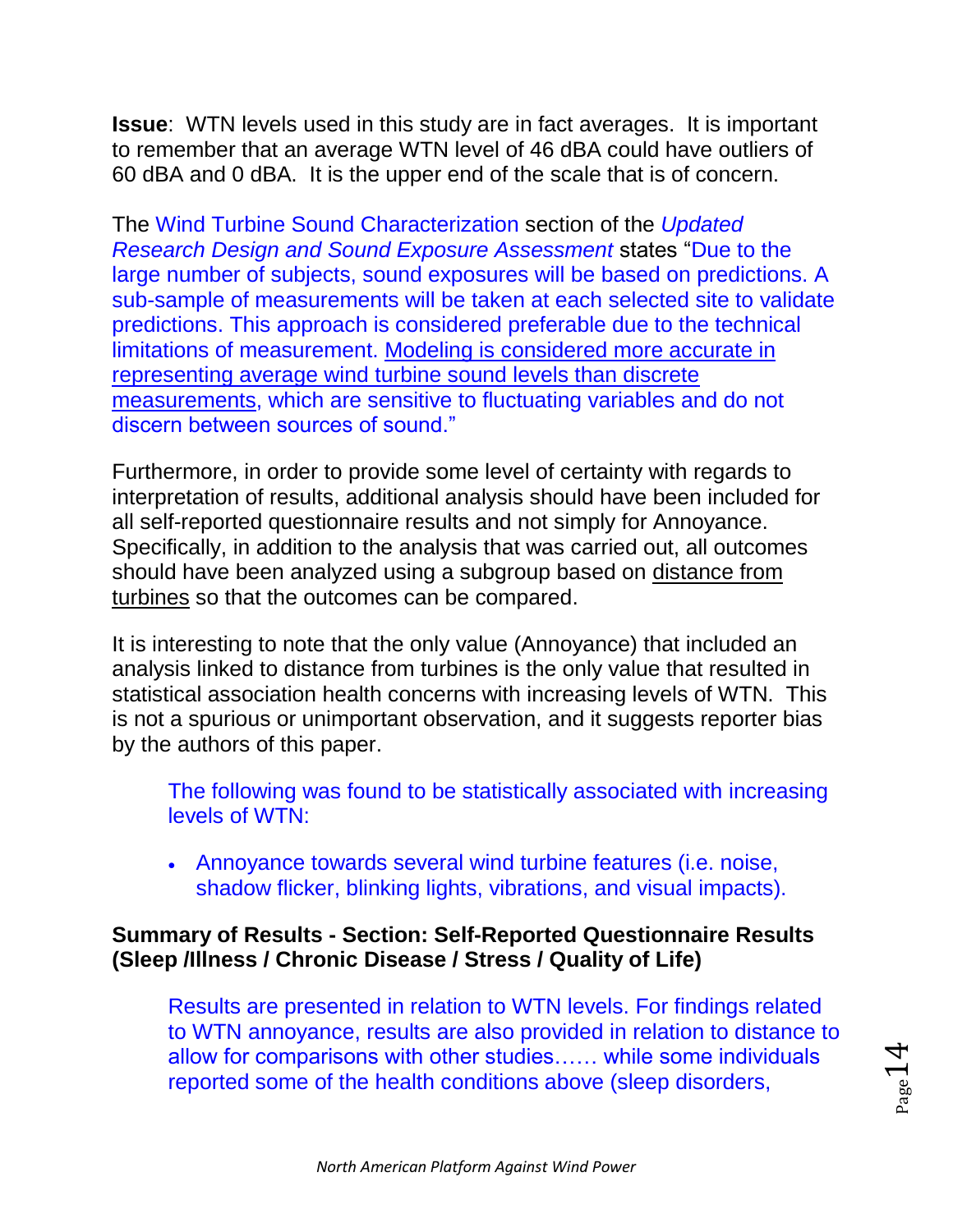**Issue**: WTN levels used in this study are in fact averages. It is important to remember that an average WTN level of 46 dBA could have outliers of 60 dBA and 0 dBA. It is the upper end of the scale that is of concern.

The Wind Turbine Sound Characterization section of the *Updated Research Design and Sound Exposure Assessment* states "Due to the large number of subjects, sound exposures will be based on predictions. A sub-sample of measurements will be taken at each selected site to validate predictions. This approach is considered preferable due to the technical limitations of measurement. <u>Modeling is considered more accurate in representing average wind turbine sound levels than discrete measurements</u>, which are sensitive to fluctuating variables and do not discern between sources of sound."

Furthermore, in order to provide some level of certainty with regards to interpretation of results, additional analysis should have been included for all self-reported questionnaire results and not simply for Annoyance. Specifically, in addition to the analysis that was carried out, all outcomes should have been analyzed using a subgroup based on <u>distance from turbines</u> so that the outcomes can be compared.

It is interesting to note that the only value (Annoyance) that included an analysis linked to distance from turbines is the only value that resulted in statistical association health concerns with increasing levels of WTN. This is not a spurious or unimportant observation, and it suggests reporter bias by the authors of this paper.

> The following was found to be statistically associated with increasing levels of WTN:
>
> - Annoyance towards several wind turbine features (i.e. noise, shadow flicker, blinking lights, vibrations, and visual impacts).

**Summary of Results - Section: Self-Reported Questionnaire Results (Sleep /Illness / Chronic Disease / Stress / Quality of Life)**

> Results are presented in relation to WTN levels. For findings related to WTN annoyance, results are also provided in relation to distance to allow for comparisons with other studies…… while some individuals reported some of the health conditions above (sleep disorders,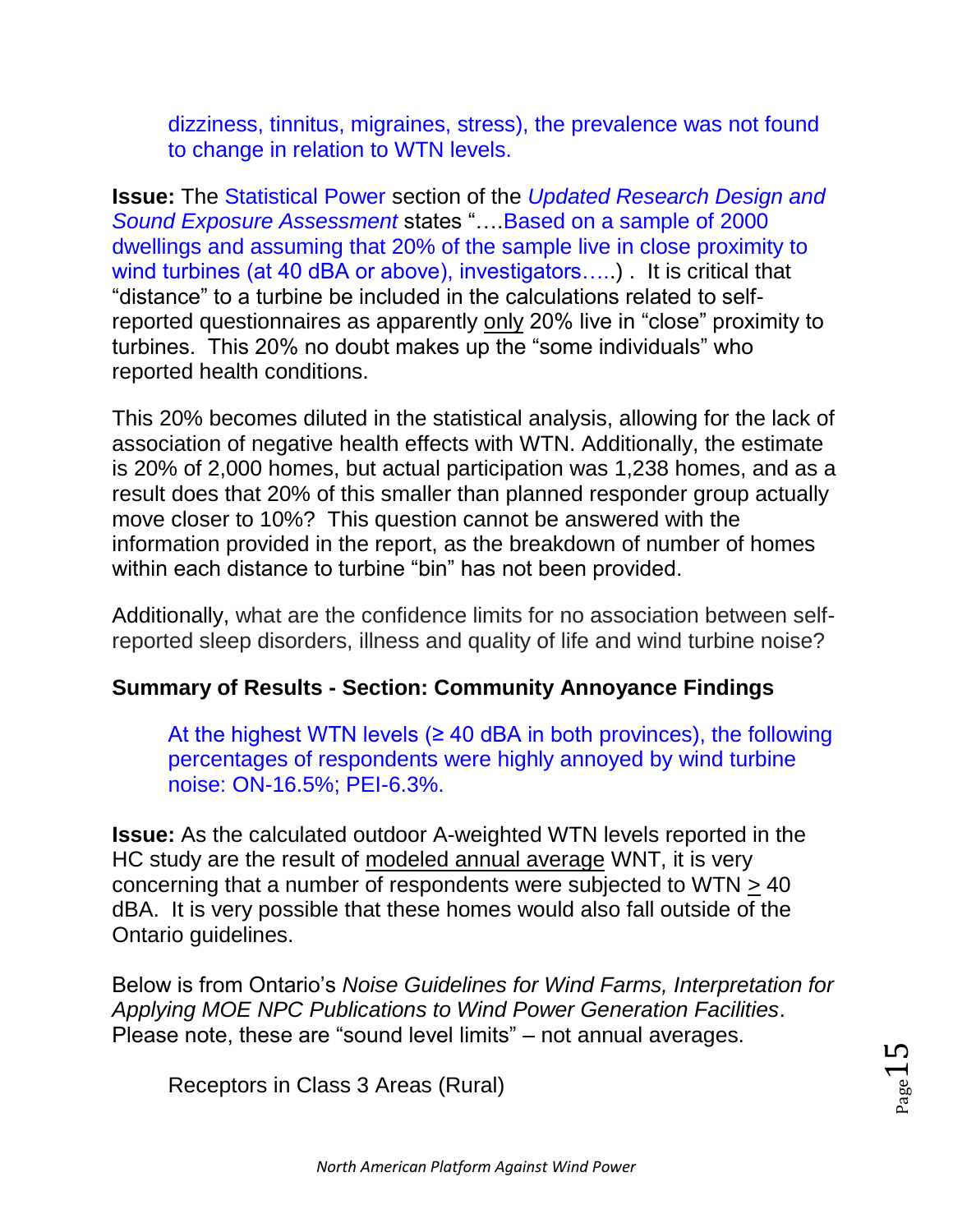dizziness, tinnitus, migraines, stress), the prevalence was not found to change in relation to WTN levels.

**Issue:** The Statistical Power section of the *Updated Research Design and Sound Exposure Assessment* states "….Based on a sample of 2000 dwellings and assuming that 20% of the sample live in close proximity to wind turbines (at 40 dBA or above), investigators…..) . It is critical that "distance" to a turbine be included in the calculations related to self-reported questionnaires as apparently only 20% live in "close" proximity to turbines. This 20% no doubt makes up the "some individuals" who reported health conditions.

This 20% becomes diluted in the statistical analysis, allowing for the lack of association of negative health effects with WTN. Additionally, the estimate is 20% of 2,000 homes, but actual participation was 1,238 homes, and as a result does that 20% of this smaller than planned responder group actually move closer to 10%? This question cannot be answered with the information provided in the report, as the breakdown of number of homes within each distance to turbine "bin" has not been provided.

Additionally, what are the confidence limits for no association between self-reported sleep disorders, illness and quality of life and wind turbine noise?

**Summary of Results - Section: Community Annoyance Findings**

At the highest WTN levels (≥ 40 dBA in both provinces), the following percentages of respondents were highly annoyed by wind turbine noise: ON-16.5%; PEI-6.3%.

**Issue:** As the calculated outdoor A-weighted WTN levels reported in the HC study are the result of modeled annual average WNT, it is very concerning that a number of respondents were subjected to WTN ≥ 40 dBA. It is very possible that these homes would also fall outside of the Ontario guidelines.

Below is from Ontario's *Noise Guidelines for Wind Farms, Interpretation for Applying MOE NPC Publications to Wind Power Generation Facilities*. Please note, these are "sound level limits" – not annual averages.

Receptors in Class 3 Areas (Rural)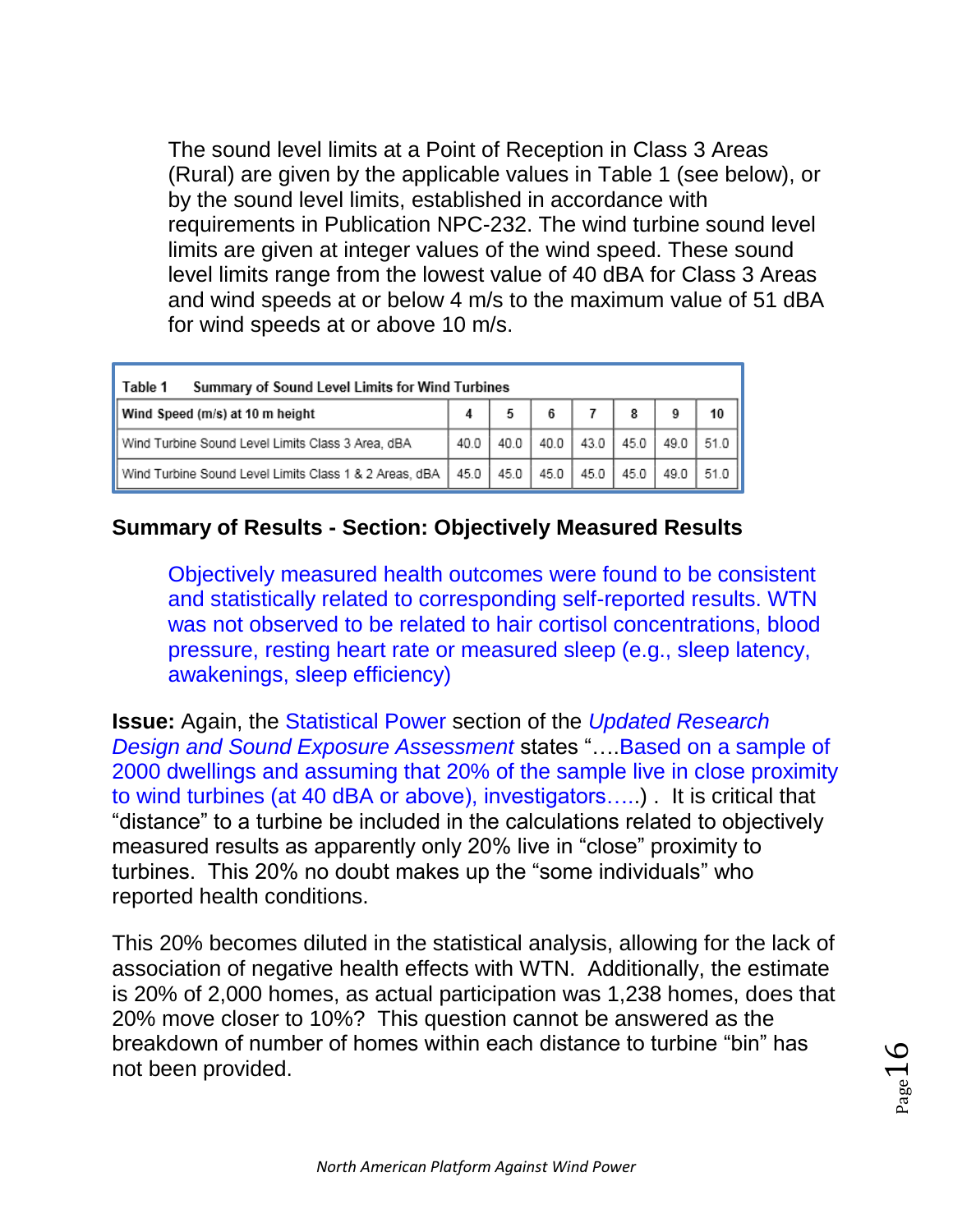The sound level limits at a Point of Reception in Class 3 Areas (Rural) are given by the applicable values in Table 1 (see below), or by the sound level limits, established in accordance with requirements in Publication NPC-232. The wind turbine sound level limits are given at integer values of the wind speed. These sound level limits range from the lowest value of 40 dBA for Class 3 Areas and wind speeds at or below 4 m/s to the maximum value of 51 dBA for wind speeds at or above 10 m/s.

**Table 1 Summary of Sound Level Limits for Wind Turbines**

| Wind Speed (m/s) at 10 m height | 4 | 5 | 6 | 7 | 8 | 9 | 10 |
|---|---|---|---|---|---|---|---|
| Wind Turbine Sound Level Limits Class 3 Area, dBA | 40.0 | 40.0 | 40.0 | 43.0 | 45.0 | 49.0 | 51.0 |
| Wind Turbine Sound Level Limits Class 1 & 2 Areas, dBA | 45.0 | 45.0 | 45.0 | 45.0 | 45.0 | 49.0 | 51.0 |

**Summary of Results - Section: Objectively Measured Results**

Objectively measured health outcomes were found to be consistent and statistically related to corresponding self-reported results. WTN was not observed to be related to hair cortisol concentrations, blood pressure, resting heart rate or measured sleep (e.g., sleep latency, awakenings, sleep efficiency)

**Issue:** Again, the Statistical Power section of the *Updated Research Design and Sound Exposure Assessment* states "….Based on a sample of 2000 dwellings and assuming that 20% of the sample live in close proximity to wind turbines (at 40 dBA or above), investigators…..) . It is critical that "distance" to a turbine be included in the calculations related to objectively measured results as apparently only 20% live in "close" proximity to turbines. This 20% no doubt makes up the "some individuals" who reported health conditions.

This 20% becomes diluted in the statistical analysis, allowing for the lack of association of negative health effects with WTN. Additionally, the estimate is 20% of 2,000 homes, as actual participation was 1,238 homes, does that 20% move closer to 10%? This question cannot be answered as the breakdown of number of homes within each distance to turbine "bin" has not been provided.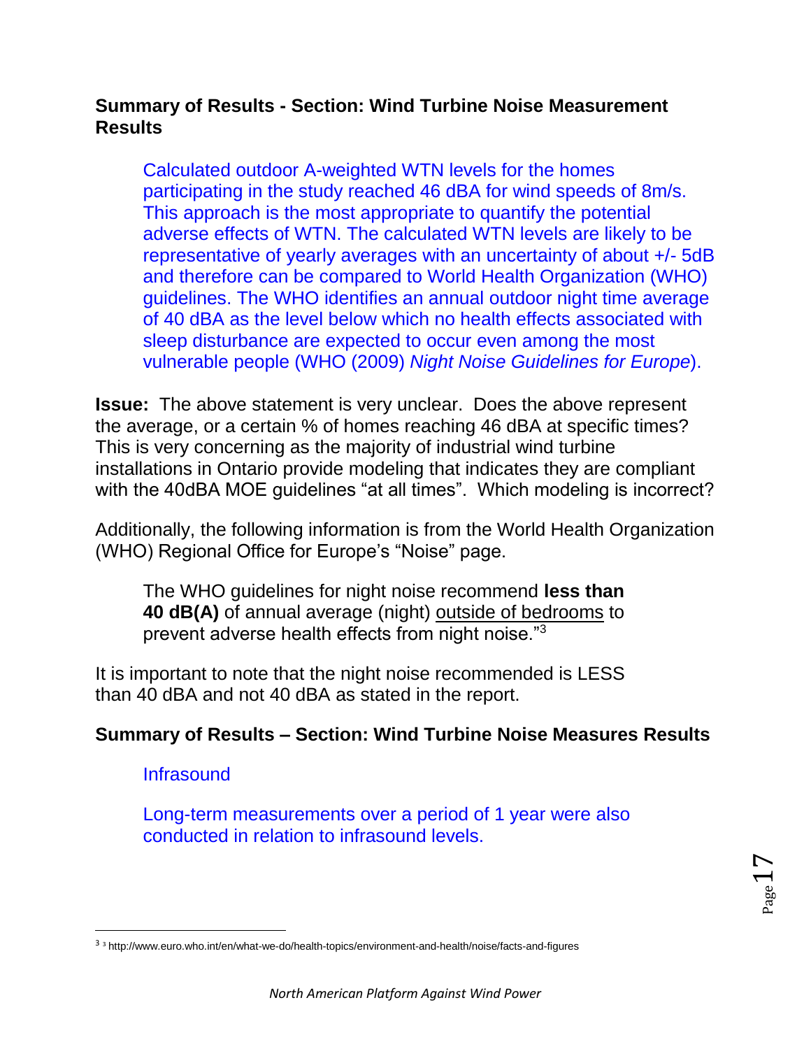**Summary of Results - Section: Wind Turbine Noise Measurement Results**

> Calculated outdoor A-weighted WTN levels for the homes participating in the study reached 46 dBA for wind speeds of 8m/s. This approach is the most appropriate to quantify the potential adverse effects of WTN. The calculated WTN levels are likely to be representative of yearly averages with an uncertainty of about +/- 5dB and therefore can be compared to World Health Organization (WHO) guidelines. The WHO identifies an annual outdoor night time average of 40 dBA as the level below which no health effects associated with sleep disturbance are expected to occur even among the most vulnerable people (WHO (2009) *Night Noise Guidelines for Europe*).

**Issue:** The above statement is very unclear. Does the above represent the average, or a certain % of homes reaching 46 dBA at specific times? This is very concerning as the majority of industrial wind turbine installations in Ontario provide modeling that indicates they are compliant with the 40dBA MOE guidelines "at all times". Which modeling is incorrect?

Additionally, the following information is from the World Health Organization (WHO) Regional Office for Europe's "Noise" page.

> The WHO guidelines for night noise recommend **less than 40 dB(A)** of annual average (night) <u>outside of bedrooms</u> to prevent adverse health effects from night noise."[3]

It is important to note that the night noise recommended is LESS than 40 dBA and not 40 dBA as stated in the report.

**Summary of Results – Section: Wind Turbine Noise Measures Results**

> Infrasound
>
> Long-term measurements over a period of 1 year were also conducted in relation to infrasound levels.

[3] [3] http://www.euro.who.int/en/what-we-do/health-topics/environment-and-health/noise/facts-and-figures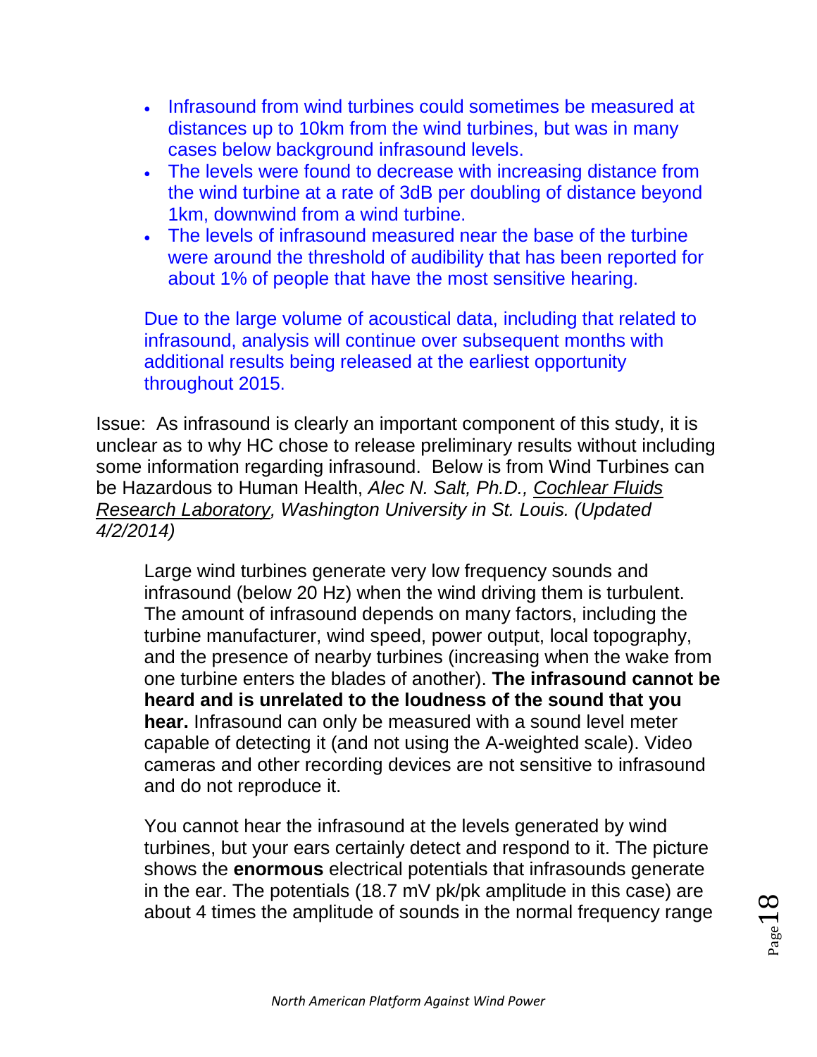- Infrasound from wind turbines could sometimes be measured at distances up to 10km from the wind turbines, but was in many cases below background infrasound levels.
- The levels were found to decrease with increasing distance from the wind turbine at a rate of 3dB per doubling of distance beyond 1km, downwind from a wind turbine.
- The levels of infrasound measured near the base of the turbine were around the threshold of audibility that has been reported for about 1% of people that have the most sensitive hearing.

Due to the large volume of acoustical data, including that related to infrasound, analysis will continue over subsequent months with additional results being released at the earliest opportunity throughout 2015.

Issue: As infrasound is clearly an important component of this study, it is unclear as to why HC chose to release preliminary results without including some information regarding infrasound. Below is from Wind Turbines can be Hazardous to Human Health, *Alec N. Salt, Ph.D., Cochlear Fluids Research Laboratory, Washington University in St. Louis. (Updated 4/2/2014)*

> Large wind turbines generate very low frequency sounds and infrasound (below 20 Hz) when the wind driving them is turbulent. The amount of infrasound depends on many factors, including the turbine manufacturer, wind speed, power output, local topography, and the presence of nearby turbines (increasing when the wake from one turbine enters the blades of another). **The infrasound cannot be heard and is unrelated to the loudness of the sound that you hear.** Infrasound can only be measured with a sound level meter capable of detecting it (and not using the A-weighted scale). Video cameras and other recording devices are not sensitive to infrasound and do not reproduce it.
>
> You cannot hear the infrasound at the levels generated by wind turbines, but your ears certainly detect and respond to it. The picture shows the **enormous** electrical potentials that infrasounds generate in the ear. The potentials (18.7 mV pk/pk amplitude in this case) are about 4 times the amplitude of sounds in the normal frequency range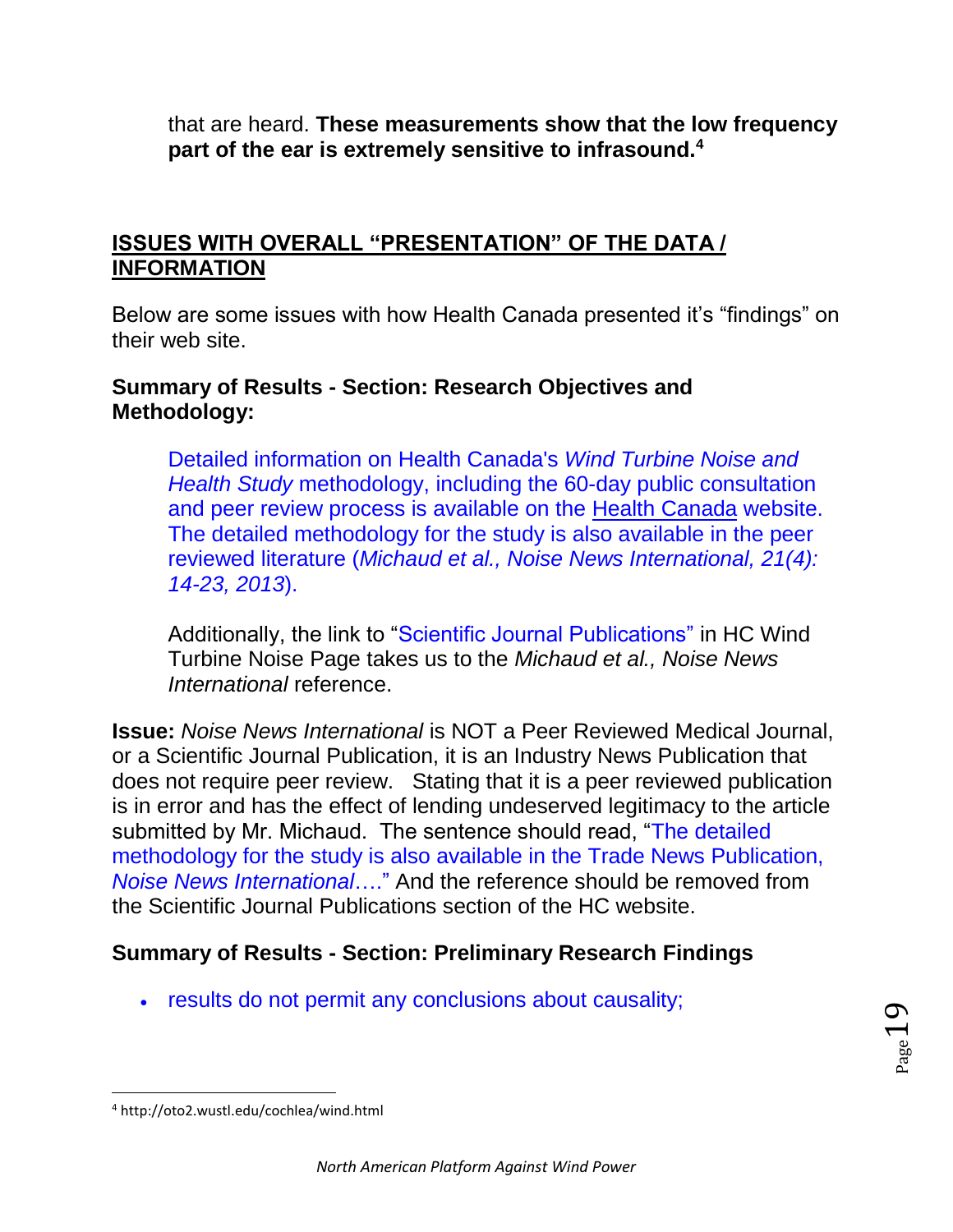that are heard. **These measurements show that the low frequency part of the ear is extremely sensitive to infrasound.**[4]

## ISSUES WITH OVERALL "PRESENTATION" OF THE DATA / INFORMATION

Below are some issues with how Health Canada presented it's "findings" on their web site.

**Summary of Results - Section: Research Objectives and Methodology:**

> Detailed information on Health Canada's *Wind Turbine Noise and Health Study* methodology, including the 60-day public consultation and peer review process is available on the Health Canada website. The detailed methodology for the study is also available in the peer reviewed literature (*Michaud et al., Noise News International, 21(4): 14-23, 2013*).
>
> Additionally, the link to "Scientific Journal Publications" in HC Wind Turbine Noise Page takes us to the *Michaud et al., Noise News International* reference.

**Issue:** *Noise News International* is NOT a Peer Reviewed Medical Journal, or a Scientific Journal Publication, it is an Industry News Publication that does not require peer review. Stating that it is a peer reviewed publication is in error and has the effect of lending undeserved legitimacy to the article submitted by Mr. Michaud. The sentence should read, "The detailed methodology for the study is also available in the Trade News Publication, *Noise News International*…." And the reference should be removed from the Scientific Journal Publications section of the HC website.

**Summary of Results - Section: Preliminary Research Findings**

- results do not permit any conclusions about causality;

[4] http://oto2.wustl.edu/cochlea/wind.html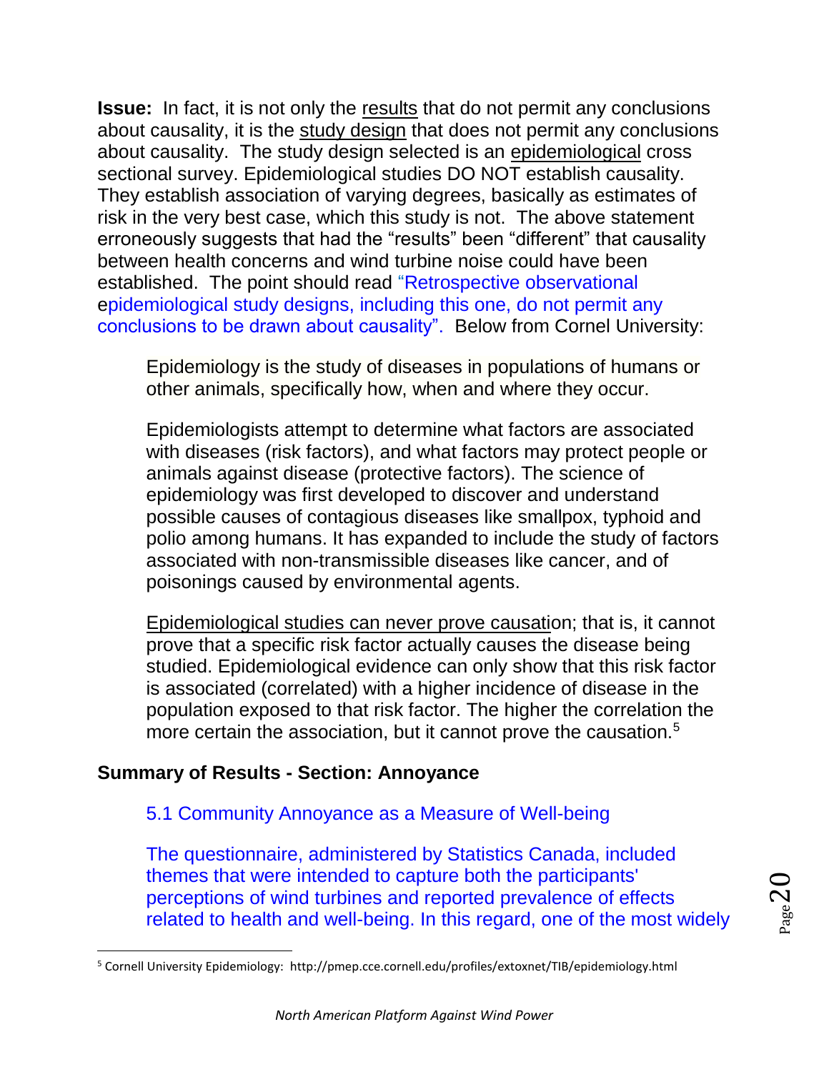**Issue:** In fact, it is not only the results that do not permit any conclusions about causality, it is the study design that does not permit any conclusions about causality. The study design selected is an epidemiological cross sectional survey. Epidemiological studies DO NOT establish causality. They establish association of varying degrees, basically as estimates of risk in the very best case, which this study is not. The above statement erroneously suggests that had the "results" been "different" that causality between health concerns and wind turbine noise could have been established. The point should read "Retrospective observational epidemiological study designs, including this one, do not permit any conclusions to be drawn about causality". Below from Cornel University:

> Epidemiology is the study of diseases in populations of humans or other animals, specifically how, when and where they occur.
>
> Epidemiologists attempt to determine what factors are associated with diseases (risk factors), and what factors may protect people or animals against disease (protective factors). The science of epidemiology was first developed to discover and understand possible causes of contagious diseases like smallpox, typhoid and polio among humans. It has expanded to include the study of factors associated with non-transmissible diseases like cancer, and of poisonings caused by environmental agents.
>
> Epidemiological studies can never prove causation; that is, it cannot prove that a specific risk factor actually causes the disease being studied. Epidemiological evidence can only show that this risk factor is associated (correlated) with a higher incidence of disease in the population exposed to that risk factor. The higher the correlation the more certain the association, but it cannot prove the causation.[5]

## Summary of Results - Section: Annoyance

> 5.1 Community Annoyance as a Measure of Well-being
>
> The questionnaire, administered by Statistics Canada, included themes that were intended to capture both the participants' perceptions of wind turbines and reported prevalence of effects related to health and well-being. In this regard, one of the most widely

[5] Cornell University Epidemiology: http://pmep.cce.cornell.edu/profiles/extoxnet/TIB/epidemiology.html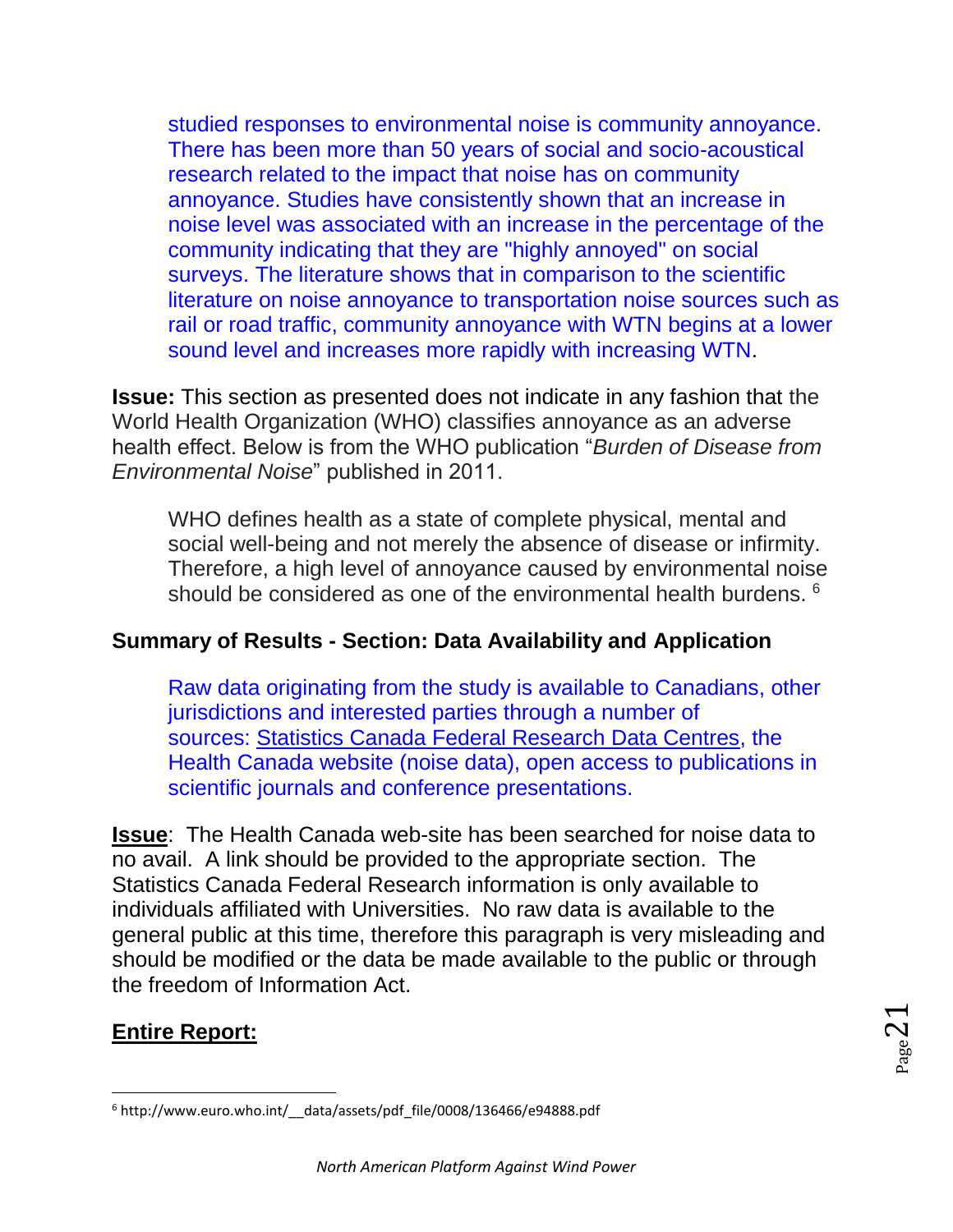studied responses to environmental noise is community annoyance. There has been more than 50 years of social and socio-acoustical research related to the impact that noise has on community annoyance. Studies have consistently shown that an increase in noise level was associated with an increase in the percentage of the community indicating that they are "highly annoyed" on social surveys. The literature shows that in comparison to the scientific literature on noise annoyance to transportation noise sources such as rail or road traffic, community annoyance with WTN begins at a lower sound level and increases more rapidly with increasing WTN.

**Issue:** This section as presented does not indicate in any fashion that the World Health Organization (WHO) classifies annoyance as an adverse health effect. Below is from the WHO publication "*Burden of Disease from Environmental Noise*" published in 2011.

> WHO defines health as a state of complete physical, mental and social well-being and not merely the absence of disease or infirmity. Therefore, a high level of annoyance caused by environmental noise should be considered as one of the environmental health burdens. [6]

**Summary of Results - Section: Data Availability and Application**

> Raw data originating from the study is available to Canadians, other jurisdictions and interested parties through a number of sources: Statistics Canada Federal Research Data Centres, the Health Canada website (noise data), open access to publications in scientific journals and conference presentations.

**Issue**: The Health Canada web-site has been searched for noise data to no avail. A link should be provided to the appropriate section. The Statistics Canada Federal Research information is only available to individuals affiliated with Universities. No raw data is available to the general public at this time, therefore this paragraph is very misleading and should be modified or the data be made available to the public or through the freedom of Information Act.

**Entire Report:**

[6] http://www.euro.who.int/__data/assets/pdf_file/0008/136466/e94888.pdf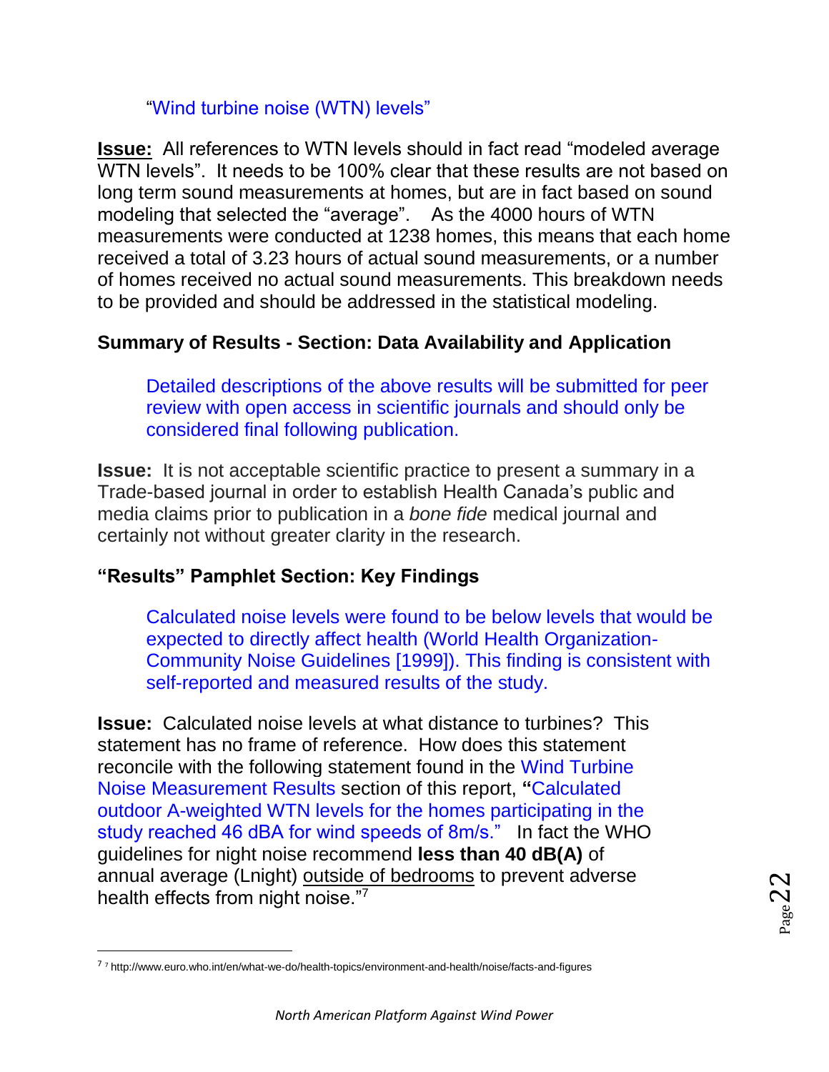"Wind turbine noise (WTN) levels"

**Issue:** All references to WTN levels should in fact read "modeled average WTN levels". It needs to be 100% clear that these results are not based on long term sound measurements at homes, but are in fact based on sound modeling that selected the "average". As the 4000 hours of WTN measurements were conducted at 1238 homes, this means that each home received a total of 3.23 hours of actual sound measurements, or a number of homes received no actual sound measurements. This breakdown needs to be provided and should be addressed in the statistical modeling.

### Summary of Results - Section: Data Availability and Application

Detailed descriptions of the above results will be submitted for peer review with open access in scientific journals and should only be considered final following publication.

**Issue:** It is not acceptable scientific practice to present a summary in a Trade-based journal in order to establish Health Canada's public and media claims prior to publication in a *bone fide* medical journal and certainly not without greater clarity in the research.

### "Results" Pamphlet Section: Key Findings

Calculated noise levels were found to be below levels that would be expected to directly affect health (World Health Organization-Community Noise Guidelines [1999]). This finding is consistent with self-reported and measured results of the study.

**Issue:** Calculated noise levels at what distance to turbines? This statement has no frame of reference. How does this statement reconcile with the following statement found in the Wind Turbine Noise Measurement Results section of this report, **"**Calculated outdoor A-weighted WTN levels for the homes participating in the study reached 46 dBA for wind speeds of 8m/s." In fact the WHO guidelines for night noise recommend **less than 40 dB(A)** of annual average (Lnight) outside of bedrooms to prevent adverse health effects from night noise."[7]

---

[7] [7] http://www.euro.who.int/en/what-we-do/health-topics/environment-and-health/noise/facts-and-figures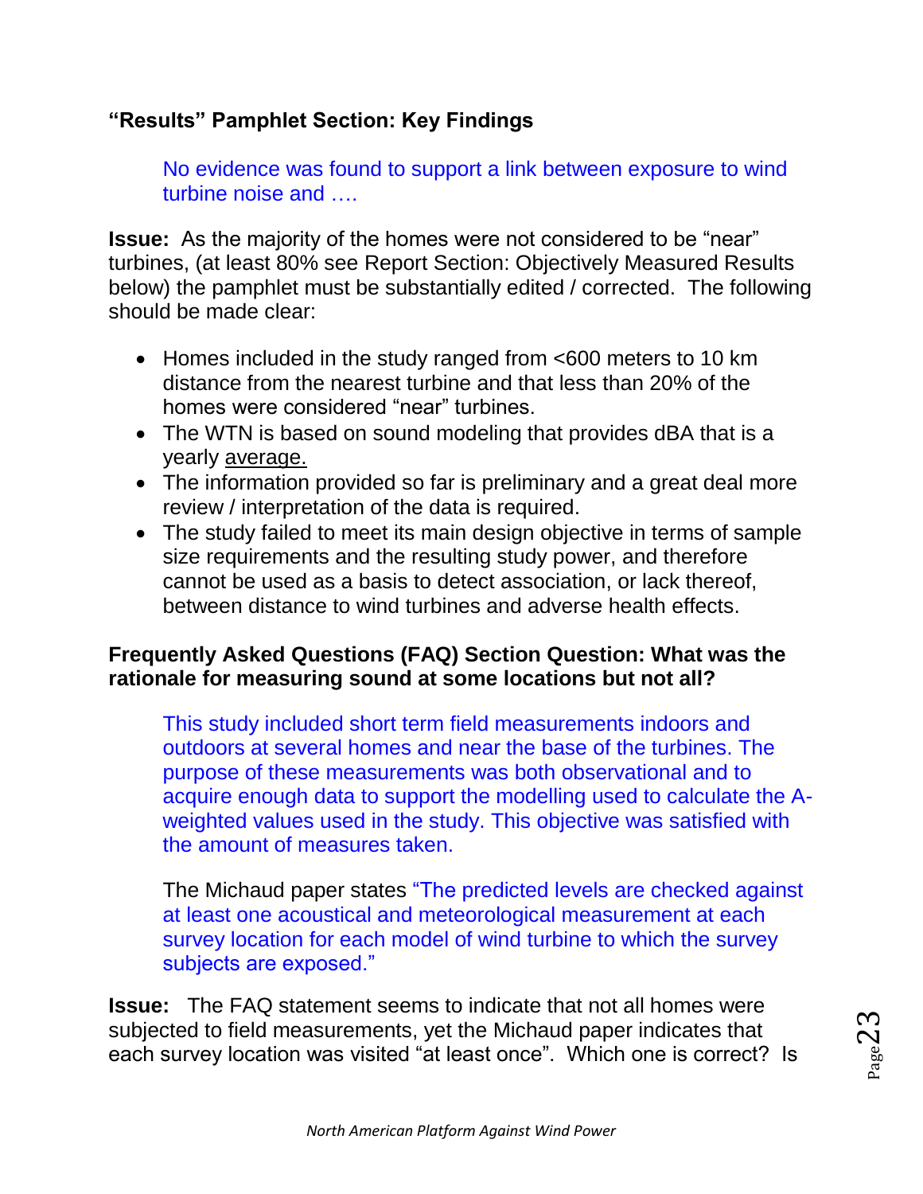**“Results” Pamphlet Section: Key Findings**

> No evidence was found to support a link between exposure to wind turbine noise and ….

**Issue:** As the majority of the homes were not considered to be “near” turbines, (at least 80% see Report Section: Objectively Measured Results below) the pamphlet must be substantially edited / corrected. The following should be made clear:

- Homes included in the study ranged from <600 meters to 10 km distance from the nearest turbine and that less than 20% of the homes were considered “near” turbines.
- The WTN is based on sound modeling that provides dBA that is a yearly average.
- The information provided so far is preliminary and a great deal more review / interpretation of the data is required.
- The study failed to meet its main design objective in terms of sample size requirements and the resulting study power, and therefore cannot be used as a basis to detect association, or lack thereof, between distance to wind turbines and adverse health effects.

**Frequently Asked Questions (FAQ) Section Question: What was the rationale for measuring sound at some locations but not all?**

> This study included short term field measurements indoors and outdoors at several homes and near the base of the turbines. The purpose of these measurements was both observational and to acquire enough data to support the modelling used to calculate the A-weighted values used in the study. This objective was satisfied with the amount of measures taken.

> The Michaud paper states “The predicted levels are checked against at least one acoustical and meteorological measurement at each survey location for each model of wind turbine to which the survey subjects are exposed.”

**Issue:** The FAQ statement seems to indicate that not all homes were subjected to field measurements, yet the Michaud paper indicates that each survey location was visited “at least once”. Which one is correct? Is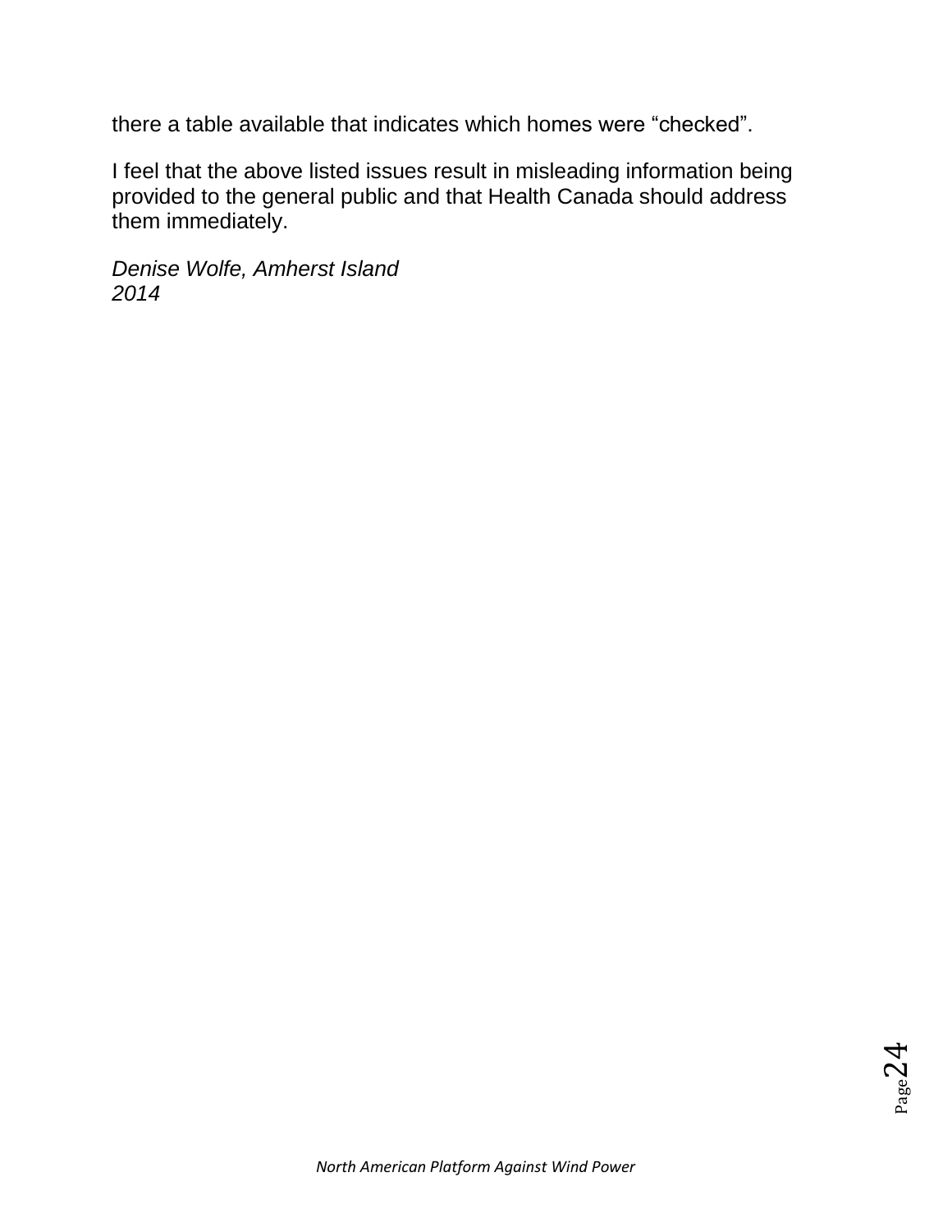there a table available that indicates which homes were “checked”.

I feel that the above listed issues result in misleading information being provided to the general public and that Health Canada should address them immediately.

*Denise Wolfe, Amherst Island*
*2014*